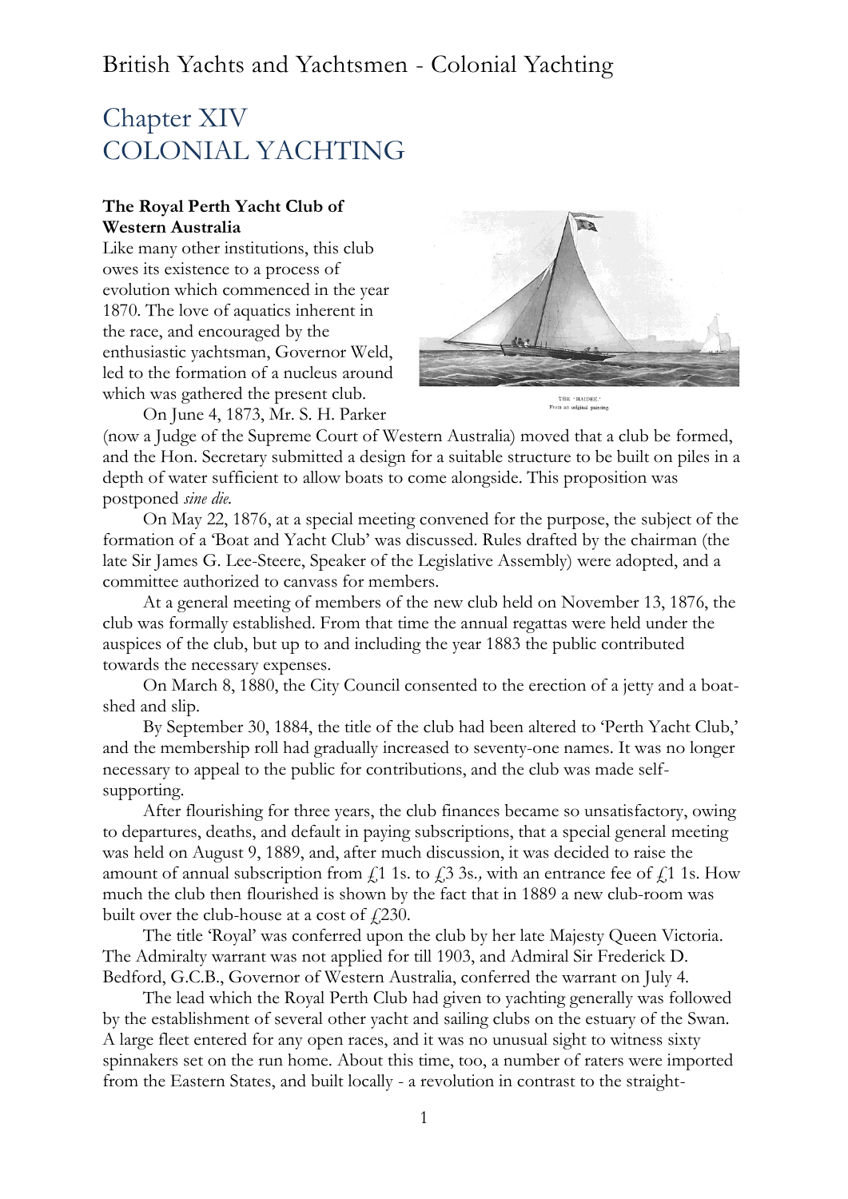# Chapter XIV
# COLONIAL YACHTING

### The Royal Perth Yacht Club of Western Australia

Like many other institutions, this club owes its existence to a process of evolution which commenced in the year 1870. The love of aquatics inherent in the race, and encouraged by the enthusiastic yachtsman, Governor Weld, led to the formation of a nucleus around which was gathered the present club.

THE 'HAIDEE.'
From an original painting.

On June 4, 1873, Mr. S. H. Parker (now a Judge of the Supreme Court of Western Australia) moved that a club be formed, and the Hon. Secretary submitted a design for a suitable structure to be built on piles in a depth of water sufficient to allow boats to come alongside. This proposition was postponed *sine die.*

On May 22, 1876, at a special meeting convened for the purpose, the subject of the formation of a 'Boat and Yacht Club' was discussed. Rules drafted by the chairman (the late Sir James G. Lee-Steere, Speaker of the Legislative Assembly) were adopted, and a committee authorized to canvass for members.

At a general meeting of members of the new club held on November 13, 1876, the club was formally established. From that time the annual regattas were held under the auspices of the club, but up to and including the year 1883 the public contributed towards the necessary expenses.

On March 8, 1880, the City Council consented to the erection of a jetty and a boat-shed and slip.

By September 30, 1884, the title of the club had been altered to 'Perth Yacht Club,' and the membership roll had gradually increased to seventy-one names. It was no longer necessary to appeal to the public for contributions, and the club was made self-supporting.

After flourishing for three years, the club finances became so unsatisfactory, owing to departures, deaths, and default in paying subscriptions, that a special general meeting was held on August 9, 1889, and, after much discussion, it was decided to raise the amount of annual subscription from £1 1s. to £3 3s., with an entrance fee of £1 1s. How much the club then flourished is shown by the fact that in 1889 a new club-room was built over the club-house at a cost of £230.

The title 'Royal' was conferred upon the club by her late Majesty Queen Victoria. The Admiralty warrant was not applied for till 1903, and Admiral Sir Frederick D. Bedford, G.C.B., Governor of Western Australia, conferred the warrant on July 4.

The lead which the Royal Perth Club had given to yachting generally was followed by the establishment of several other yacht and sailing clubs on the estuary of the Swan. A large fleet entered for any open races, and it was no unusual sight to witness sixty spinnakers set on the run home. About this time, too, a number of raters were imported from the Eastern States, and built locally - a revolution in contrast to the straight-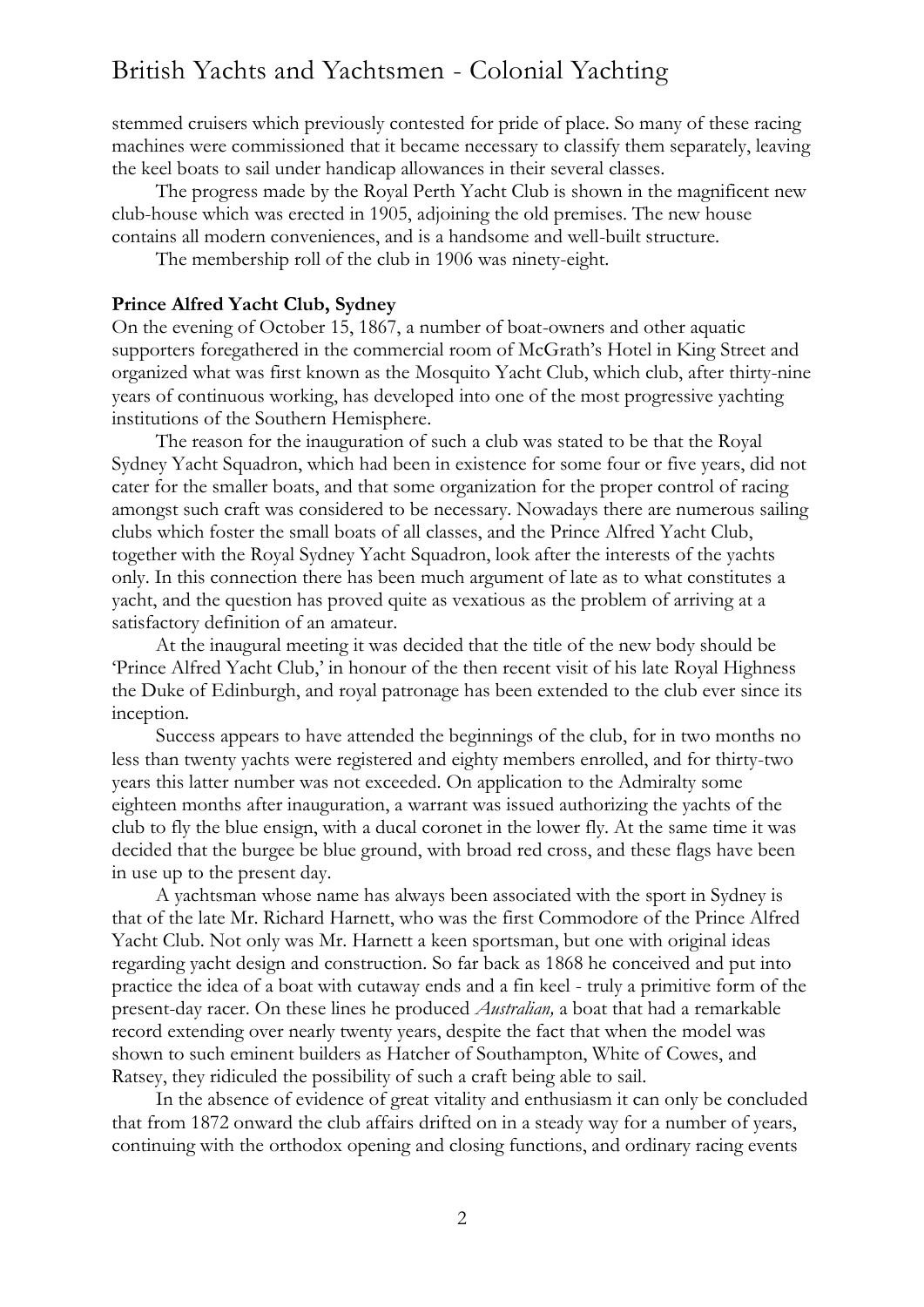stemmed cruisers which previously contested for pride of place. So many of these racing machines were commissioned that it became necessary to classify them separately, leaving the keel boats to sail under handicap allowances in their several classes.

The progress made by the Royal Perth Yacht Club is shown in the magnificent new club-house which was erected in 1905, adjoining the old premises. The new house contains all modern conveniences, and is a handsome and well-built structure.

The membership roll of the club in 1906 was ninety-eight.

**Prince Alfred Yacht Club, Sydney**

On the evening of October 15, 1867, a number of boat-owners and other aquatic supporters foregathered in the commercial room of McGrath's Hotel in King Street and organized what was first known as the Mosquito Yacht Club, which club, after thirty-nine years of continuous working, has developed into one of the most progressive yachting institutions of the Southern Hemisphere.

The reason for the inauguration of such a club was stated to be that the Royal Sydney Yacht Squadron, which had been in existence for some four or five years, did not cater for the smaller boats, and that some organization for the proper control of racing amongst such craft was considered to be necessary. Nowadays there are numerous sailing clubs which foster the small boats of all classes, and the Prince Alfred Yacht Club, together with the Royal Sydney Yacht Squadron, look after the interests of the yachts only. In this connection there has been much argument of late as to what constitutes a yacht, and the question has proved quite as vexatious as the problem of arriving at a satisfactory definition of an amateur.

At the inaugural meeting it was decided that the title of the new body should be 'Prince Alfred Yacht Club,' in honour of the then recent visit of his late Royal Highness the Duke of Edinburgh, and royal patronage has been extended to the club ever since its inception.

Success appears to have attended the beginnings of the club, for in two months no less than twenty yachts were registered and eighty members enrolled, and for thirty-two years this latter number was not exceeded. On application to the Admiralty some eighteen months after inauguration, a warrant was issued authorizing the yachts of the club to fly the blue ensign, with a ducal coronet in the lower fly. At the same time it was decided that the burgee be blue ground, with broad red cross, and these flags have been in use up to the present day.

A yachtsman whose name has always been associated with the sport in Sydney is that of the late Mr. Richard Harnett, who was the first Commodore of the Prince Alfred Yacht Club. Not only was Mr. Harnett a keen sportsman, but one with original ideas regarding yacht design and construction. So far back as 1868 he conceived and put into practice the idea of a boat with cutaway ends and a fin keel - truly a primitive form of the present-day racer. On these lines he produced *Australian,* a boat that had a remarkable record extending over nearly twenty years, despite the fact that when the model was shown to such eminent builders as Hatcher of Southampton, White of Cowes, and Ratsey, they ridiculed the possibility of such a craft being able to sail.

In the absence of evidence of great vitality and enthusiasm it can only be concluded that from 1872 onward the club affairs drifted on in a steady way for a number of years, continuing with the orthodox opening and closing functions, and ordinary racing events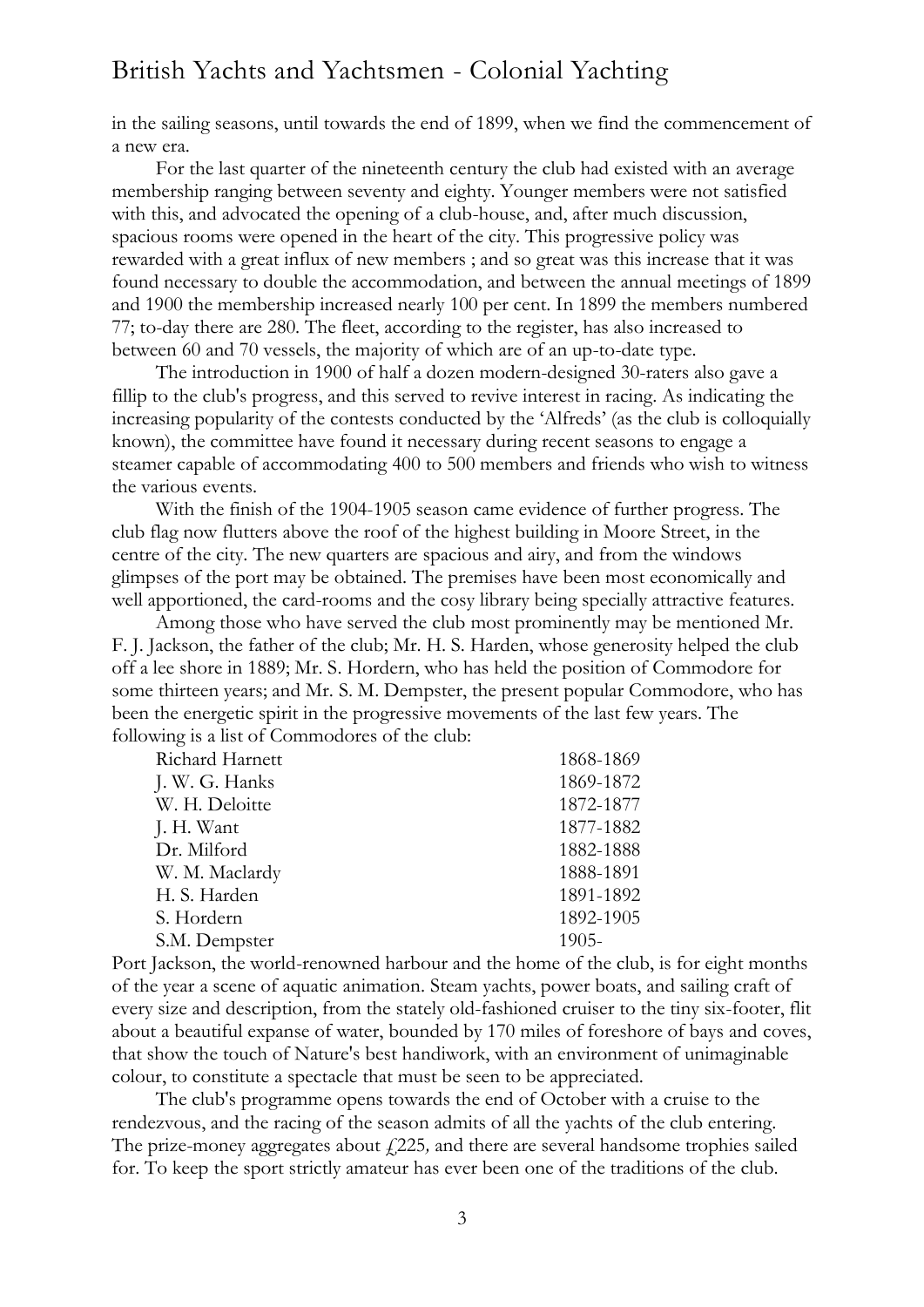in the sailing seasons, until towards the end of 1899, when we find the commencement of a new era.

For the last quarter of the nineteenth century the club had existed with an average membership ranging between seventy and eighty. Younger members were not satisfied with this, and advocated the opening of a club-house, and, after much discussion, spacious rooms were opened in the heart of the city. This progressive policy was rewarded with a great influx of new members ; and so great was this increase that it was found necessary to double the accommodation, and between the annual meetings of 1899 and 1900 the membership increased nearly 100 per cent. In 1899 the members numbered 77; to-day there are 280. The fleet, according to the register, has also increased to between 60 and 70 vessels, the majority of which are of an up-to-date type.

The introduction in 1900 of half a dozen modern-designed 30-raters also gave a fillip to the club's progress, and this served to revive interest in racing. As indicating the increasing popularity of the contests conducted by the 'Alfreds' (as the club is colloquially known), the committee have found it necessary during recent seasons to engage a steamer capable of accommodating 400 to 500 members and friends who wish to witness the various events.

With the finish of the 1904-1905 season came evidence of further progress. The club flag now flutters above the roof of the highest building in Moore Street, in the centre of the city. The new quarters are spacious and airy, and from the windows glimpses of the port may be obtained. The premises have been most economically and well apportioned, the card-rooms and the cosy library being specially attractive features.

Among those who have served the club most prominently may be mentioned Mr. F. J. Jackson, the father of the club; Mr. H. S. Harden, whose generosity helped the club off a lee shore in 1889; Mr. S. Hordern, who has held the position of Commodore for some thirteen years; and Mr. S. M. Dempster, the present popular Commodore, who has been the energetic spirit in the progressive movements of the last few years. The following is a list of Commodores of the club:

| | |
|---|---|
| Richard Harnett | 1868-1869 |
| J. W. G. Hanks | 1869-1872 |
| W. H. Deloitte | 1872-1877 |
| J. H. Want | 1877-1882 |
| Dr. Milford | 1882-1888 |
| W. M. Maclardy | 1888-1891 |
| H. S. Harden | 1891-1892 |
| S. Hordern | 1892-1905 |
| S.M. Dempster | 1905- |

Port Jackson, the world-renowned harbour and the home of the club, is for eight months of the year a scene of aquatic animation. Steam yachts, power boats, and sailing craft of every size and description, from the stately old-fashioned cruiser to the tiny six-footer, flit about a beautiful expanse of water, bounded by 170 miles of foreshore of bays and coves, that show the touch of Nature's best handiwork, with an environment of unimaginable colour, to constitute a spectacle that must be seen to be appreciated.

The club's programme opens towards the end of October with a cruise to the rendezvous, and the racing of the season admits of all the yachts of the club entering. The prize-money aggregates about £225, and there are several handsome trophies sailed for. To keep the sport strictly amateur has ever been one of the traditions of the club.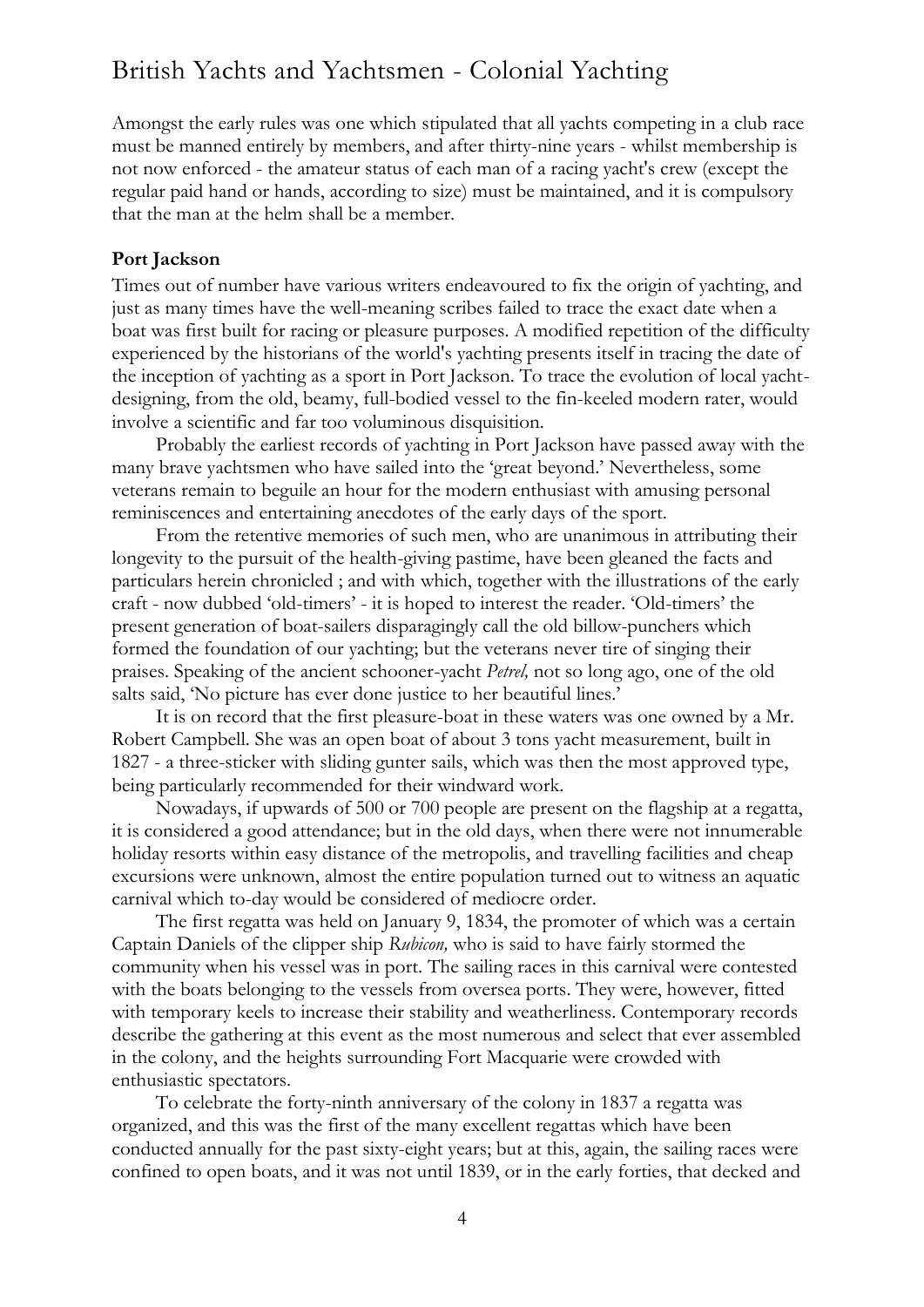Amongst the early rules was one which stipulated that all yachts competing in a club race must be manned entirely by members, and after thirty-nine years - whilst membership is not now enforced - the amateur status of each man of a racing yacht's crew (except the regular paid hand or hands, according to size) must be maintained, and it is compulsory that the man at the helm shall be a member.

**Port Jackson**

Times out of number have various writers endeavoured to fix the origin of yachting, and just as many times have the well-meaning scribes failed to trace the exact date when a boat was first built for racing or pleasure purposes. A modified repetition of the difficulty experienced by the historians of the world's yachting presents itself in tracing the date of the inception of yachting as a sport in Port Jackson. To trace the evolution of local yacht-designing, from the old, beamy, full-bodied vessel to the fin-keeled modern rater, would involve a scientific and far too voluminous disquisition.

Probably the earliest records of yachting in Port Jackson have passed away with the many brave yachtsmen who have sailed into the 'great beyond.' Nevertheless, some veterans remain to beguile an hour for the modern enthusiast with amusing personal reminiscences and entertaining anecdotes of the early days of the sport.

From the retentive memories of such men, who are unanimous in attributing their longevity to the pursuit of the health-giving pastime, have been gleaned the facts and particulars herein chronicled ; and with which, together with the illustrations of the early craft - now dubbed 'old-timers' - it is hoped to interest the reader. 'Old-timers' the present generation of boat-sailers disparagingly call the old billow-punchers which formed the foundation of our yachting; but the veterans never tire of singing their praises. Speaking of the ancient schooner-yacht *Petrel,* not so long ago, one of the old salts said, 'No picture has ever done justice to her beautiful lines.'

It is on record that the first pleasure-boat in these waters was one owned by a Mr. Robert Campbell. She was an open boat of about 3 tons yacht measurement, built in 1827 - a three-sticker with sliding gunter sails, which was then the most approved type, being particularly recommended for their windward work.

Nowadays, if upwards of 500 or 700 people are present on the flagship at a regatta, it is considered a good attendance; but in the old days, when there were not innumerable holiday resorts within easy distance of the metropolis, and travelling facilities and cheap excursions were unknown, almost the entire population turned out to witness an aquatic carnival which to-day would be considered of mediocre order.

The first regatta was held on January 9, 1834, the promoter of which was a certain Captain Daniels of the clipper ship *Rubicon,* who is said to have fairly stormed the community when his vessel was in port. The sailing races in this carnival were contested with the boats belonging to the vessels from oversea ports. They were, however, fitted with temporary keels to increase their stability and weatherliness. Contemporary records describe the gathering at this event as the most numerous and select that ever assembled in the colony, and the heights surrounding Fort Macquarie were crowded with enthusiastic spectators.

To celebrate the forty-ninth anniversary of the colony in 1837 a regatta was organized, and this was the first of the many excellent regattas which have been conducted annually for the past sixty-eight years; but at this, again, the sailing races were confined to open boats, and it was not until 1839, or in the early forties, that decked and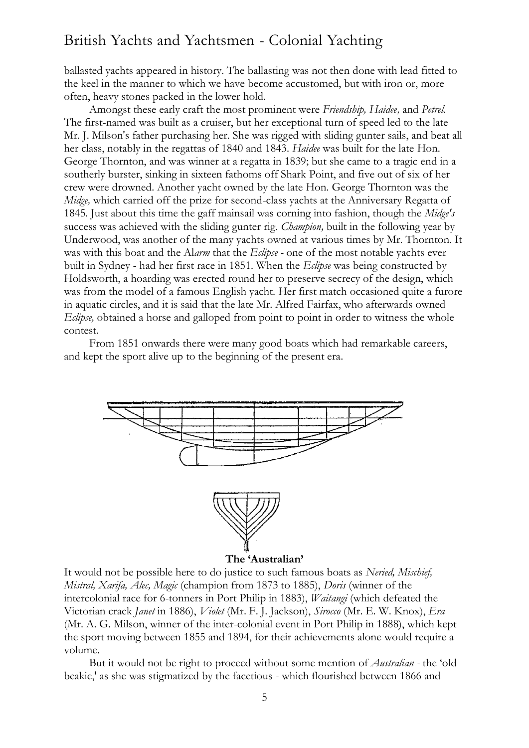ballasted yachts appeared in history. The ballasting was not then done with lead fitted to the keel in the manner to which we have become accustomed, but with iron or, more often, heavy stones packed in the lower hold.

Amongst these early craft the most prominent were *Friendship, Haidee,* and *Petrel.* The first-named was built as a cruiser, but her exceptional turn of speed led to the late Mr. J. Milson's father purchasing her. She was rigged with sliding gunter sails, and beat all her class, notably in the regattas of 1840 and 1843. *Haidee* was built for the late Hon. George Thornton, and was winner at a regatta in 1839; but she came to a tragic end in a southerly burster, sinking in sixteen fathoms off Shark Point, and five out of six of her crew were drowned. Another yacht owned by the late Hon. George Thornton was the *Midge,* which carried off the prize for second-class yachts at the Anniversary Regatta of 1845. Just about this time the gaff mainsail was corning into fashion, though the *Midge's* success was achieved with the sliding gunter rig. *Champion,* built in the following year by Underwood, was another of the many yachts owned at various times by Mr. Thornton. It was with this boat and the Al*arm* that the *Eclipse* - one of the most notable yachts ever built in Sydney - had her first race in 1851. When the *Eclipse* was being constructed by Holdsworth, a hoarding was erected round her to preserve secrecy of the design, which was from the model of a famous English yacht. Her first match occasioned quite a furore in aquatic circles, and it is said that the late Mr. Alfred Fairfax, who afterwards owned *Eclipse,* obtained a horse and galloped from point to point in order to witness the whole contest.

From 1851 onwards there were many good boats which had remarkable careers, and kept the sport alive up to the beginning of the present era.

**The 'Australian'**

It would not be possible here to do justice to such famous boats as *Neried, Mischief, Mistral, Xarifa, Alec, Magic* (champion from 1873 to 1885), *Doris* (winner of the intercolonial race for 6-tonners in Port Philip in 1883), *Waitangi* (which defeated the Victorian crack *Janet* in 1886), *Violet* (Mr. F. J. Jackson), *Sirocco* (Mr. E. W. Knox), *Era* (Mr. A. G. Milson, winner of the inter-colonial event in Port Philip in 1888), which kept the sport moving between 1855 and 1894, for their achievements alone would require a volume.

But it would not be right to proceed without some mention of *Australian* - the 'old beakie,' as she was stigmatized by the facetious - which flourished between 1866 and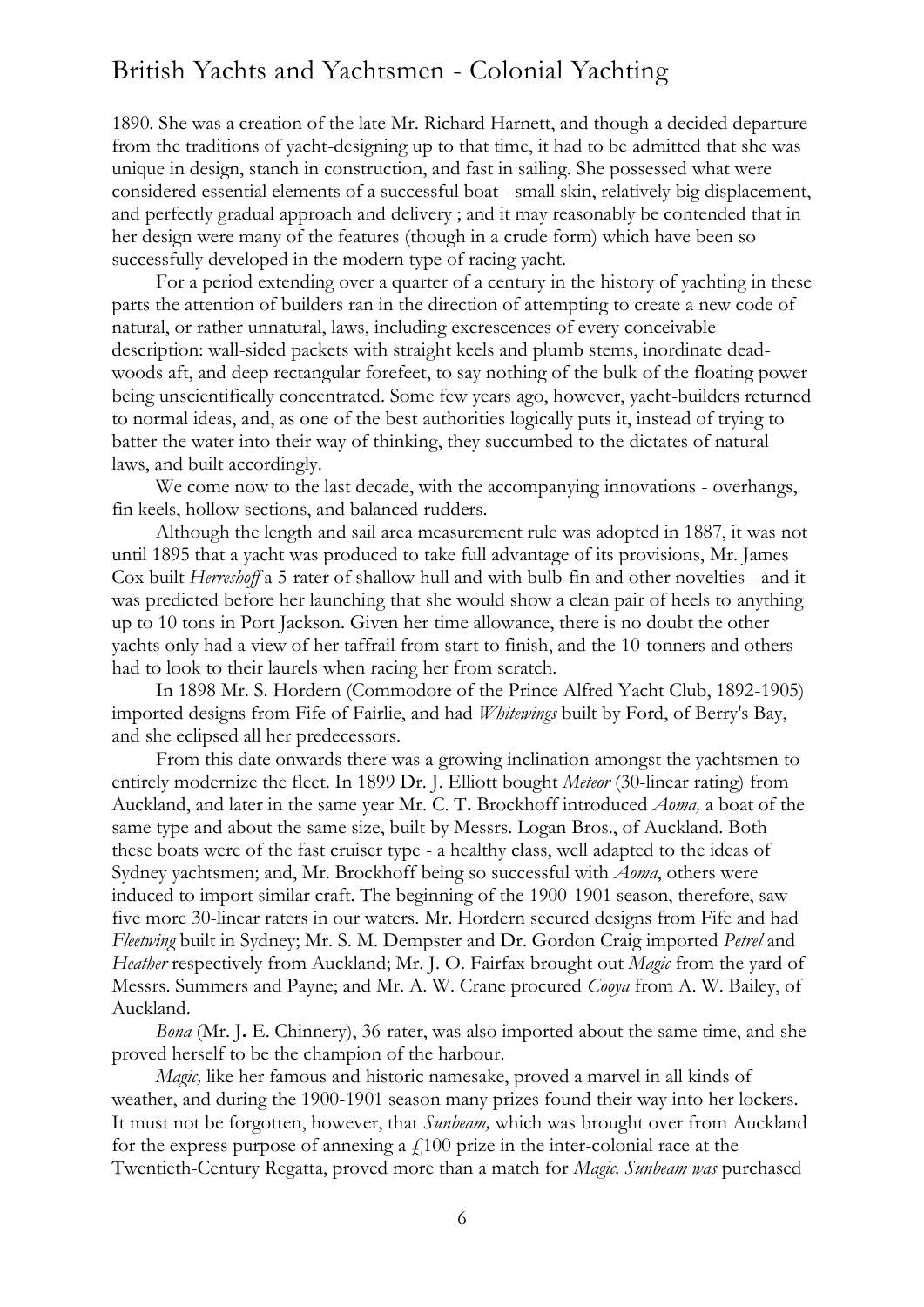1890. She was a creation of the late Mr. Richard Harnett, and though a decided departure from the traditions of yacht-designing up to that time, it had to be admitted that she was unique in design, stanch in construction, and fast in sailing. She possessed what were considered essential elements of a successful boat - small skin, relatively big displacement, and perfectly gradual approach and delivery ; and it may reasonably be contended that in her design were many of the features (though in a crude form) which have been so successfully developed in the modern type of racing yacht.

For a period extending over a quarter of a century in the history of yachting in these parts the attention of builders ran in the direction of attempting to create a new code of natural, or rather unnatural, laws, including excrescences of every conceivable description: wall-sided packets with straight keels and plumb stems, inordinate dead-woods aft, and deep rectangular forefeet, to say nothing of the bulk of the floating power being unscientifically concentrated. Some few years ago, however, yacht-builders returned to normal ideas, and, as one of the best authorities logically puts it, instead of trying to batter the water into their way of thinking, they succumbed to the dictates of natural laws, and built accordingly.

We come now to the last decade, with the accompanying innovations - overhangs, fin keels, hollow sections, and balanced rudders.

Although the length and sail area measurement rule was adopted in 1887, it was not until 1895 that a yacht was produced to take full advantage of its provisions, Mr. James Cox built *Herreshoff* a 5-rater of shallow hull and with bulb-fin and other novelties - and it was predicted before her launching that she would show a clean pair of heels to anything up to 10 tons in Port Jackson. Given her time allowance, there is no doubt the other yachts only had a view of her taffrail from start to finish, and the 10-tonners and others had to look to their laurels when racing her from scratch.

In 1898 Mr. S. Hordern (Commodore of the Prince Alfred Yacht Club, 1892-1905) imported designs from Fife of Fairlie, and had *Whitewings* built by Ford, of Berry's Bay, and she eclipsed all her predecessors.

From this date onwards there was a growing inclination amongst the yachtsmen to entirely modernize the fleet. In 1899 Dr. J. Elliott bought *Meteor* (30-linear rating) from Auckland, and later in the same year Mr. C. T. Brockhoff introduced *Aoma,* a boat of the same type and about the same size, built by Messrs. Logan Bros., of Auckland. Both these boats were of the fast cruiser type - a healthy class, well adapted to the ideas of Sydney yachtsmen; and, Mr. Brockhoff being so successful with *Aoma*, others were induced to import similar craft. The beginning of the 1900-1901 season, therefore, saw five more 30-linear raters in our waters. Mr. Hordern secured designs from Fife and had *Fleetwing* built in Sydney; Mr. S. M. Dempster and Dr. Gordon Craig imported *Petrel* and *Heather* respectively from Auckland; Mr. J. O. Fairfax brought out *Magic* from the yard of Messrs. Summers and Payne; and Mr. A. W. Crane procured *Cooya* from A. W. Bailey, of Auckland.

*Bona* (Mr. J. E. Chinnery), 36-rater, was also imported about the same time, and she proved herself to be the champion of the harbour.

*Magic,* like her famous and historic namesake, proved a marvel in all kinds of weather, and during the 1900-1901 season many prizes found their way into her lockers. It must not be forgotten, however, that *Sunbeam,* which was brought over from Auckland for the express purpose of annexing a £100 prize in the inter-colonial race at the Twentieth-Century Regatta, proved more than a match for *Magic. Sunbeam was* purchased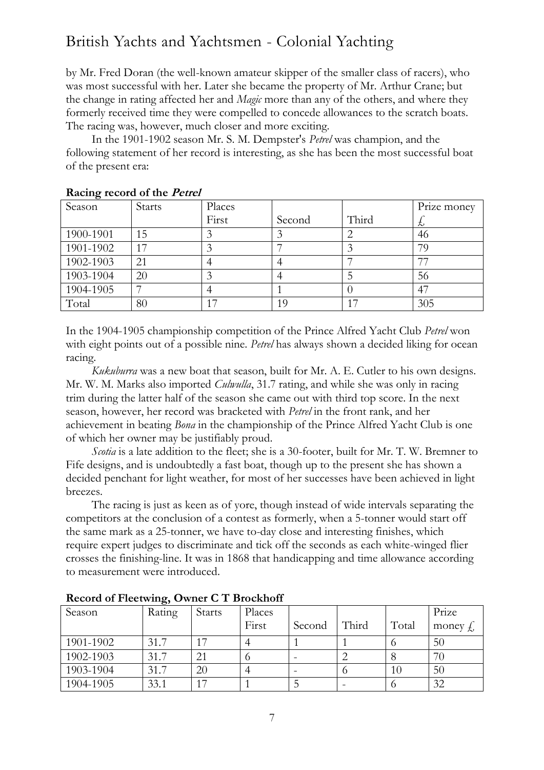by Mr. Fred Doran (the well-known amateur skipper of the smaller class of racers), who was most successful with her. Later she became the property of Mr. Arthur Crane; but the change in rating affected her and *Magic* more than any of the others, and where they formerly received time they were compelled to concede allowances to the scratch boats. The racing was, however, much closer and more exciting.

In the 1901-1902 season Mr. S. M. Dempster's *Petrel* was champion, and the following statement of her record is interesting, as she has been the most successful boat of the present era:

**Racing record of the *Petrel***

| Season | Starts | Places | | | Prize money |
|---|---|---|---|---|---|
| | | First | Second | Third | £ |
| 1900-1901 | 15 | 3 | 3 | 2 | 46 |
| 1901-1902 | 17 | 3 | 7 | 3 | 79 |
| 1902-1903 | 21 | 4 | 4 | 7 | 77 |
| 1903-1904 | 20 | 3 | 4 | 5 | 56 |
| 1904-1905 | 7 | 4 | 1 | 0 | 47 |
| Total | 80 | 17 | 19 | 17 | 305 |

In the 1904-1905 championship competition of the Prince Alfred Yacht Club *Petrel* won with eight points out of a possible nine. *Petrel* has always shown a decided liking for ocean racing.

*Kukuburra* was a new boat that season, built for Mr. A. E. Cutler to his own designs. Mr. W. M. Marks also imported *Culwulla*, 31.7 rating, and while she was only in racing trim during the latter half of the season she came out with third top score. In the next season, however, her record was bracketed with *Petrel* in the front rank, and her achievement in beating *Bona* in the championship of the Prince Alfred Yacht Club is one of which her owner may be justifiably proud.

*Scotia* is a late addition to the fleet; she is a 30-footer, built for Mr. T. W. Bremner to Fife designs, and is undoubtedly a fast boat, though up to the present she has shown a decided penchant for light weather, for most of her successes have been achieved in light breezes.

The racing is just as keen as of yore, though instead of wide intervals separating the competitors at the conclusion of a contest as formerly, when a 5-tonner would start off the same mark as a 25-tonner, we have to-day close and interesting finishes, which require expert judges to discriminate and tick off the seconds as each white-winged flier crosses the finishing-line. It was in 1868 that handicapping and time allowance according to measurement were introduced.

**Record of Fleetwing, Owner C T Brockhoff**

| Season | Rating | Starts | Places | | | | Prize |
|---|---|---|---|---|---|---|---|
| | | | First | Second | Third | Total | money £ |
| 1901-1902 | 31.7 | 17 | 4 | 1 | 1 | 6 | 50 |
| 1902-1903 | 31.7 | 21 | 6 | - | 2 | 8 | 70 |
| 1903-1904 | 31.7 | 20 | 4 | - | 6 | 10 | 50 |
| 1904-1905 | 33.1 | 17 | 1 | 5 | - | 6 | 32 |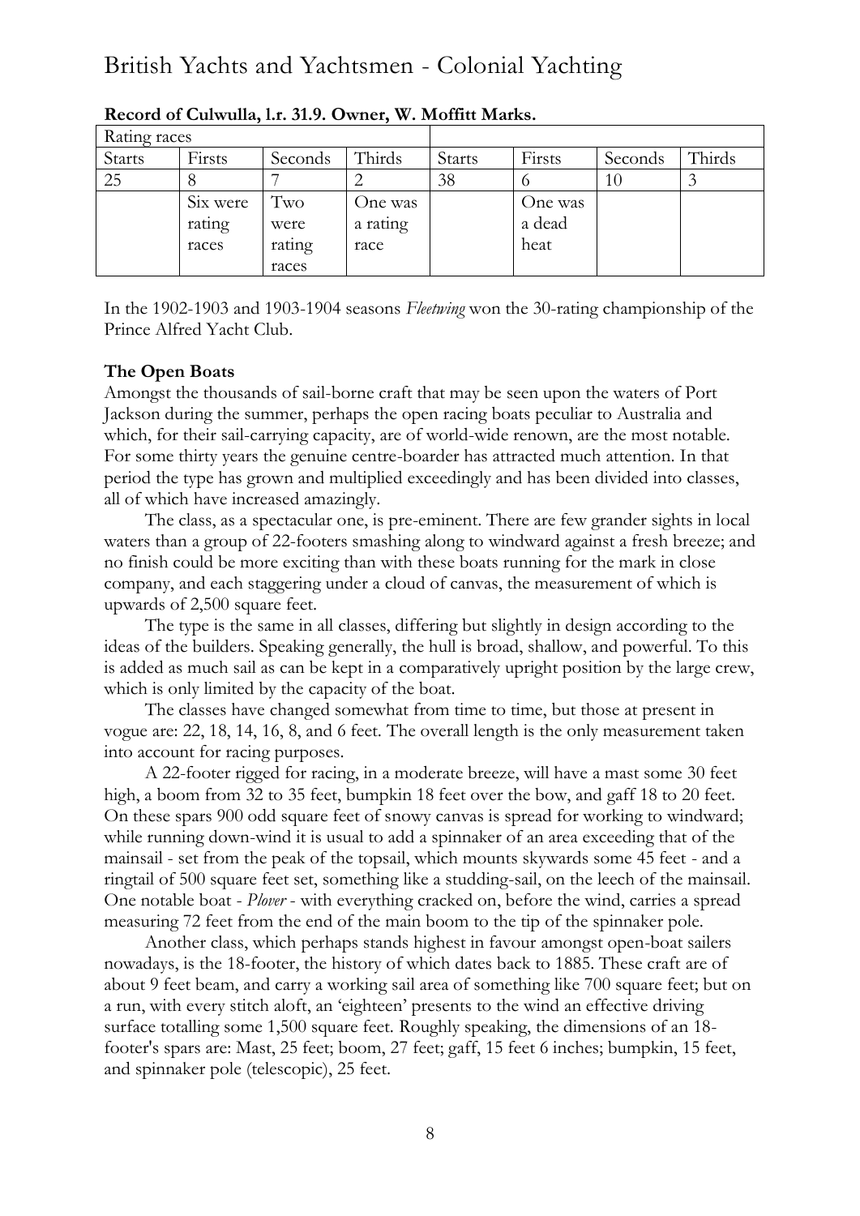# British Yachts and Yachtsmen - Colonial Yachting

**Record of Culwulla, l.r. 31.9. Owner, W. Moffitt Marks.**

| Rating races | | | | | | | |
|---|---|---|---|---|---|---|---|
| Starts | Firsts | Seconds | Thirds | Starts | Firsts | Seconds | Thirds |
| 25 | 8 | 7 | 2 | 38 | 6 | 10 | 3 |
| | Six were rating races | Two were rating races | One was a rating race | | One was a dead heat | | |

In the 1902-1903 and 1903-1904 seasons *Fleetwing* won the 30-rating championship of the Prince Alfred Yacht Club.

**The Open Boats**

Amongst the thousands of sail-borne craft that may be seen upon the waters of Port Jackson during the summer, perhaps the open racing boats peculiar to Australia and which, for their sail-carrying capacity, are of world-wide renown, are the most notable. For some thirty years the genuine centre-boarder has attracted much attention. In that period the type has grown and multiplied exceedingly and has been divided into classes, all of which have increased amazingly.

The class, as a spectacular one, is pre-eminent. There are few grander sights in local waters than a group of 22-footers smashing along to windward against a fresh breeze; and no finish could be more exciting than with these boats running for the mark in close company, and each staggering under a cloud of canvas, the measurement of which is upwards of 2,500 square feet.

The type is the same in all classes, differing but slightly in design according to the ideas of the builders. Speaking generally, the hull is broad, shallow, and powerful. To this is added as much sail as can be kept in a comparatively upright position by the large crew, which is only limited by the capacity of the boat.

The classes have changed somewhat from time to time, but those at present in vogue are: 22, 18, 14, 16, 8, and 6 feet. The overall length is the only measurement taken into account for racing purposes.

A 22-footer rigged for racing, in a moderate breeze, will have a mast some 30 feet high, a boom from 32 to 35 feet, bumpkin 18 feet over the bow, and gaff 18 to 20 feet. On these spars 900 odd square feet of snowy canvas is spread for working to windward; while running down-wind it is usual to add a spinnaker of an area exceeding that of the mainsail - set from the peak of the topsail, which mounts skywards some 45 feet - and a ringtail of 500 square feet set, something like a studding-sail, on the leech of the mainsail. One notable boat - *Plover* - with everything cracked on, before the wind, carries a spread measuring 72 feet from the end of the main boom to the tip of the spinnaker pole.

Another class, which perhaps stands highest in favour amongst open-boat sailers nowadays, is the 18-footer, the history of which dates back to 1885. These craft are of about 9 feet beam, and carry a working sail area of something like 700 square feet; but on a run, with every stitch aloft, an 'eighteen' presents to the wind an effective driving surface totalling some 1,500 square feet. Roughly speaking, the dimensions of an 18-footer's spars are: Mast, 25 feet; boom, 27 feet; gaff, 15 feet 6 inches; bumpkin, 15 feet, and spinnaker pole (telescopic), 25 feet.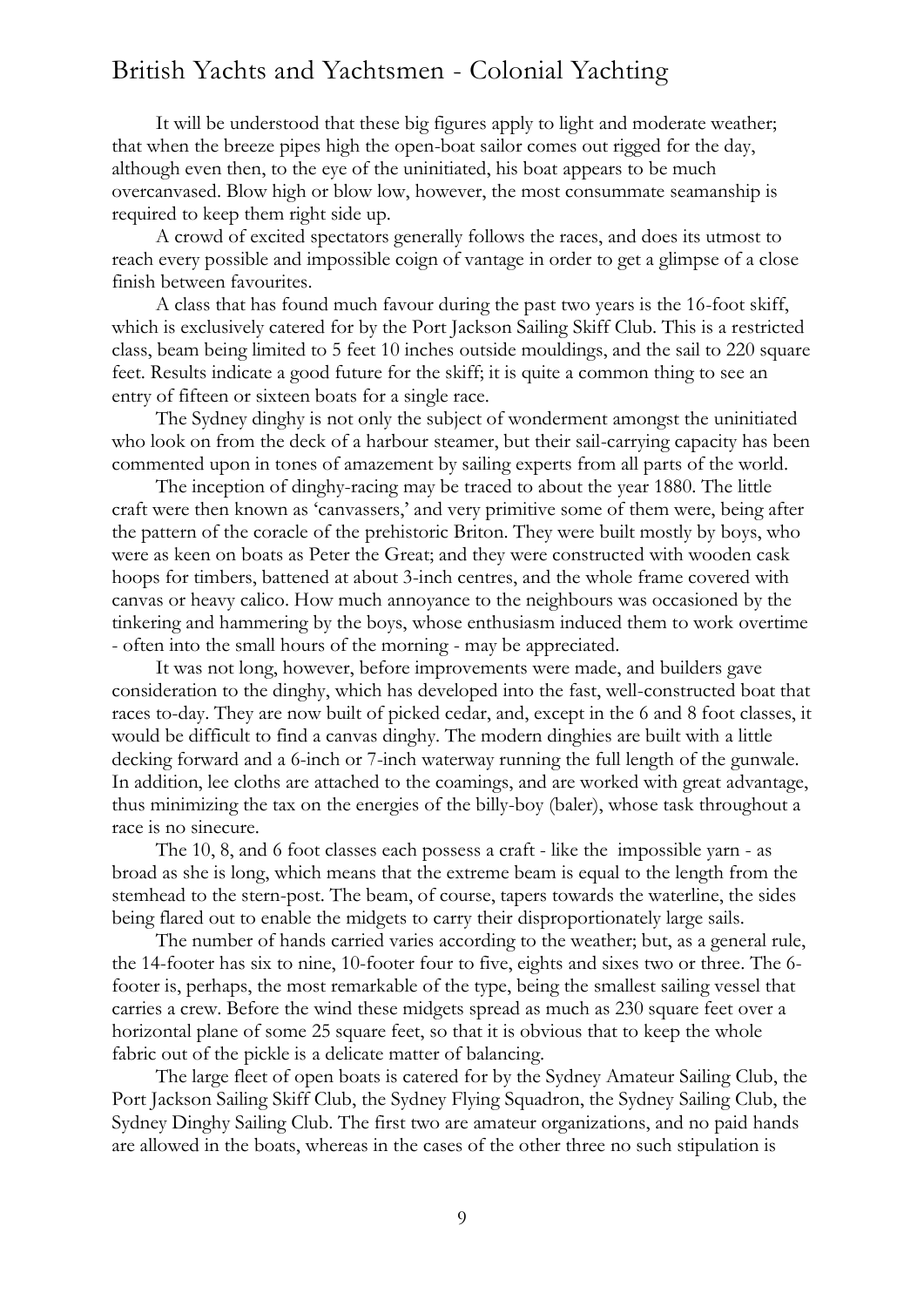It will be understood that these big figures apply to light and moderate weather; that when the breeze pipes high the open-boat sailor comes out rigged for the day, although even then, to the eye of the uninitiated, his boat appears to be much overcanvased. Blow high or blow low, however, the most consummate seamanship is required to keep them right side up.

A crowd of excited spectators generally follows the races, and does its utmost to reach every possible and impossible coign of vantage in order to get a glimpse of a close finish between favourites.

A class that has found much favour during the past two years is the 16-foot skiff, which is exclusively catered for by the Port Jackson Sailing Skiff Club. This is a restricted class, beam being limited to 5 feet 10 inches outside mouldings, and the sail to 220 square feet. Results indicate a good future for the skiff; it is quite a common thing to see an entry of fifteen or sixteen boats for a single race.

The Sydney dinghy is not only the subject of wonderment amongst the uninitiated who look on from the deck of a harbour steamer, but their sail-carrying capacity has been commented upon in tones of amazement by sailing experts from all parts of the world.

The inception of dinghy-racing may be traced to about the year 1880. The little craft were then known as 'canvassers,' and very primitive some of them were, being after the pattern of the coracle of the prehistoric Briton. They were built mostly by boys, who were as keen on boats as Peter the Great; and they were constructed with wooden cask hoops for timbers, battened at about 3-inch centres, and the whole frame covered with canvas or heavy calico. How much annoyance to the neighbours was occasioned by the tinkering and hammering by the boys, whose enthusiasm induced them to work overtime - often into the small hours of the morning - may be appreciated.

It was not long, however, before improvements were made, and builders gave consideration to the dinghy, which has developed into the fast, well-constructed boat that races to-day. They are now built of picked cedar, and, except in the 6 and 8 foot classes, it would be difficult to find a canvas dinghy. The modern dinghies are built with a little decking forward and a 6-inch or 7-inch waterway running the full length of the gunwale. In addition, lee cloths are attached to the coamings, and are worked with great advantage, thus minimizing the tax on the energies of the billy-boy (baler), whose task throughout a race is no sinecure.

The 10, 8, and 6 foot classes each possess a craft - like the impossible yarn - as broad as she is long, which means that the extreme beam is equal to the length from the stemhead to the stern-post. The beam, of course, tapers towards the waterline, the sides being flared out to enable the midgets to carry their disproportionately large sails.

The number of hands carried varies according to the weather; but, as a general rule, the 14-footer has six to nine, 10-footer four to five, eights and sixes two or three. The 6-footer is, perhaps, the most remarkable of the type, being the smallest sailing vessel that carries a crew. Before the wind these midgets spread as much as 230 square feet over a horizontal plane of some 25 square feet, so that it is obvious that to keep the whole fabric out of the pickle is a delicate matter of balancing.

The large fleet of open boats is catered for by the Sydney Amateur Sailing Club, the Port Jackson Sailing Skiff Club, the Sydney Flying Squadron, the Sydney Sailing Club, the Sydney Dinghy Sailing Club. The first two are amateur organizations, and no paid hands are allowed in the boats, whereas in the cases of the other three no such stipulation is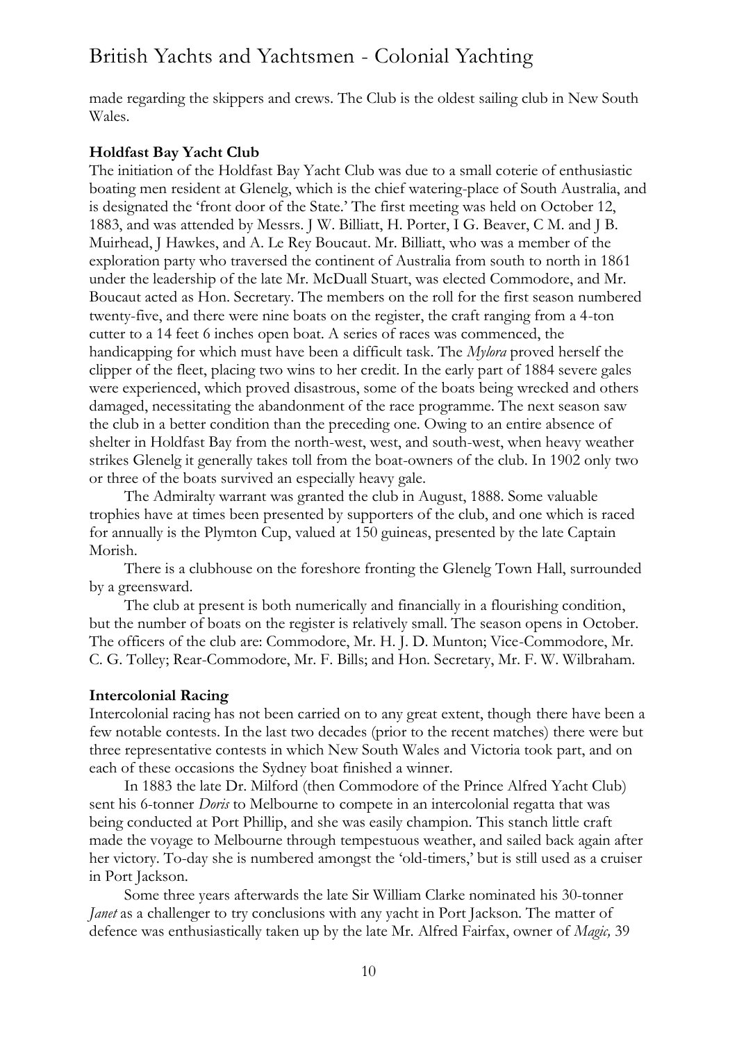made regarding the skippers and crews. The Club is the oldest sailing club in New South Wales.

**Holdfast Bay Yacht Club**

The initiation of the Holdfast Bay Yacht Club was due to a small coterie of enthusiastic boating men resident at Glenelg, which is the chief watering-place of South Australia, and is designated the 'front door of the State.' The first meeting was held on October 12, 1883, and was attended by Messrs. J W. Billiatt, H. Porter, I G. Beaver, C M. and J B. Muirhead, J Hawkes, and A. Le Rey Boucaut. Mr. Billiatt, who was a member of the exploration party who traversed the continent of Australia from south to north in 1861 under the leadership of the late Mr. McDuall Stuart, was elected Commodore, and Mr. Boucaut acted as Hon. Secretary. The members on the roll for the first season numbered twenty-five, and there were nine boats on the register, the craft ranging from a 4-ton cutter to a 14 feet 6 inches open boat. A series of races was commenced, the handicapping for which must have been a difficult task. The *Mylora* proved herself the clipper of the fleet, placing two wins to her credit. In the early part of 1884 severe gales were experienced, which proved disastrous, some of the boats being wrecked and others damaged, necessitating the abandonment of the race programme. The next season saw the club in a better condition than the preceding one. Owing to an entire absence of shelter in Holdfast Bay from the north-west, west, and south-west, when heavy weather strikes Glenelg it generally takes toll from the boat-owners of the club. In 1902 only two or three of the boats survived an especially heavy gale.

The Admiralty warrant was granted the club in August, 1888. Some valuable trophies have at times been presented by supporters of the club, and one which is raced for annually is the Plymton Cup, valued at 150 guineas, presented by the late Captain Morish.

There is a clubhouse on the foreshore fronting the Glenelg Town Hall, surrounded by a greensward.

The club at present is both numerically and financially in a flourishing condition, but the number of boats on the register is relatively small. The season opens in October. The officers of the club are: Commodore, Mr. H. J. D. Munton; Vice-Commodore, Mr. C. G. Tolley; Rear-Commodore, Mr. F. Bills; and Hon. Secretary, Mr. F. W. Wilbraham.

**Intercolonial Racing**

Intercolonial racing has not been carried on to any great extent, though there have been a few notable contests. In the last two decades (prior to the recent matches) there were but three representative contests in which New South Wales and Victoria took part, and on each of these occasions the Sydney boat finished a winner.

In 1883 the late Dr. Milford (then Commodore of the Prince Alfred Yacht Club) sent his 6-tonner *Doris* to Melbourne to compete in an intercolonial regatta that was being conducted at Port Phillip, and she was easily champion. This stanch little craft made the voyage to Melbourne through tempestuous weather, and sailed back again after her victory. To-day she is numbered amongst the 'old-timers,' but is still used as a cruiser in Port Jackson.

Some three years afterwards the late Sir William Clarke nominated his 30-tonner *Janet* as a challenger to try conclusions with any yacht in Port Jackson. The matter of defence was enthusiastically taken up by the late Mr. Alfred Fairfax, owner of *Magic,* 39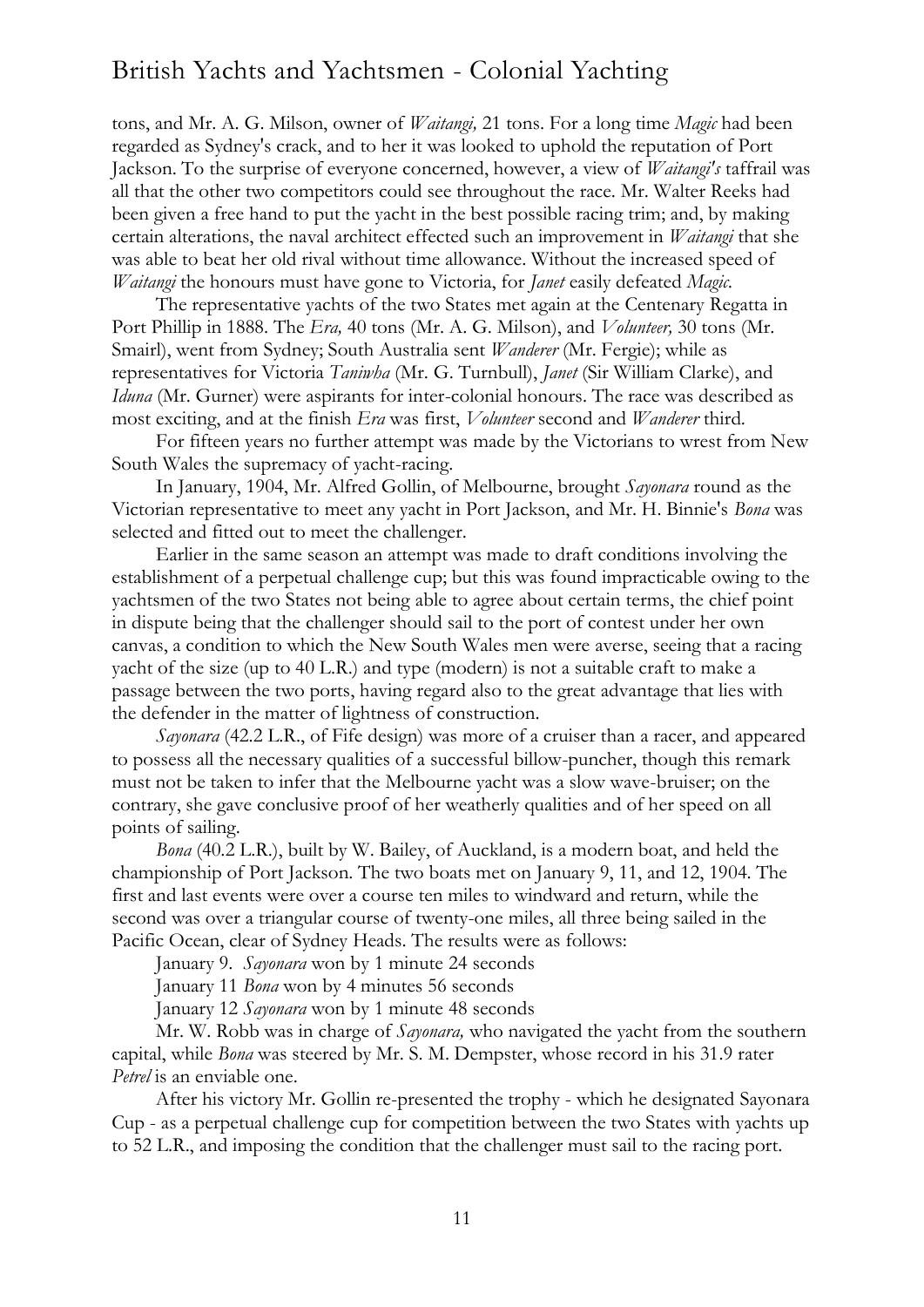tons, and Mr. A. G. Milson, owner of *Waitangi,* 21 tons. For a long time *Magic* had been regarded as Sydney's crack, and to her it was looked to uphold the reputation of Port Jackson. To the surprise of everyone concerned, however, a view of *Waitangi's* taffrail was all that the other two competitors could see throughout the race. Mr. Walter Reeks had been given a free hand to put the yacht in the best possible racing trim; and, by making certain alterations, the naval architect effected such an improvement in *Waitangi* that she was able to beat her old rival without time allowance. Without the increased speed of *Waitangi* the honours must have gone to Victoria, for *Janet* easily defeated *Magic.*

The representative yachts of the two States met again at the Centenary Regatta in Port Phillip in 1888. The *Era,* 40 tons (Mr. A. G. Milson), and *Volunteer,* 30 tons (Mr. Smairl), went from Sydney; South Australia sent *Wanderer* (Mr. Fergie); while as representatives for Victoria *Taniwha* (Mr. G. Turnbull), *Janet* (Sir William Clarke), and *Iduna* (Mr. Gurner) were aspirants for inter-colonial honours. The race was described as most exciting, and at the finish *Era* was first, *Volunteer* second and *Wanderer* third.

For fifteen years no further attempt was made by the Victorians to wrest from New South Wales the supremacy of yacht-racing.

In January, 1904, Mr. Alfred Gollin, of Melbourne, brought *Sayonara* round as the Victorian representative to meet any yacht in Port Jackson, and Mr. H. Binnie's *Bona* was selected and fitted out to meet the challenger.

Earlier in the same season an attempt was made to draft conditions involving the establishment of a perpetual challenge cup; but this was found impracticable owing to the yachtsmen of the two States not being able to agree about certain terms, the chief point in dispute being that the challenger should sail to the port of contest under her own canvas, a condition to which the New South Wales men were averse, seeing that a racing yacht of the size (up to 40 L.R.) and type (modern) is not a suitable craft to make a passage between the two ports, having regard also to the great advantage that lies with the defender in the matter of lightness of construction.

*Sayonara* (42.2 L.R., of Fife design) was more of a cruiser than a racer, and appeared to possess all the necessary qualities of a successful billow-puncher, though this remark must not be taken to infer that the Melbourne yacht was a slow wave-bruiser; on the contrary, she gave conclusive proof of her weatherly qualities and of her speed on all points of sailing.

*Bona* (40.2 L.R.), built by W. Bailey, of Auckland, is a modern boat, and held the championship of Port Jackson. The two boats met on January 9, 11, and 12, 1904. The first and last events were over a course ten miles to windward and return, while the second was over a triangular course of twenty-one miles, all three being sailed in the Pacific Ocean, clear of Sydney Heads. The results were as follows:

January 9. *Sayonara* won by 1 minute 24 seconds

January 11 *Bona* won by 4 minutes 56 seconds

January 12 *Sayonara* won by 1 minute 48 seconds

Mr. W. Robb was in charge of *Sayonara,* who navigated the yacht from the southern capital, while *Bona* was steered by Mr. S. M. Dempster, whose record in his 31.9 rater *Petrel* is an enviable one.

After his victory Mr. Gollin re-presented the trophy - which he designated Sayonara Cup - as a perpetual challenge cup for competition between the two States with yachts up to 52 L.R., and imposing the condition that the challenger must sail to the racing port.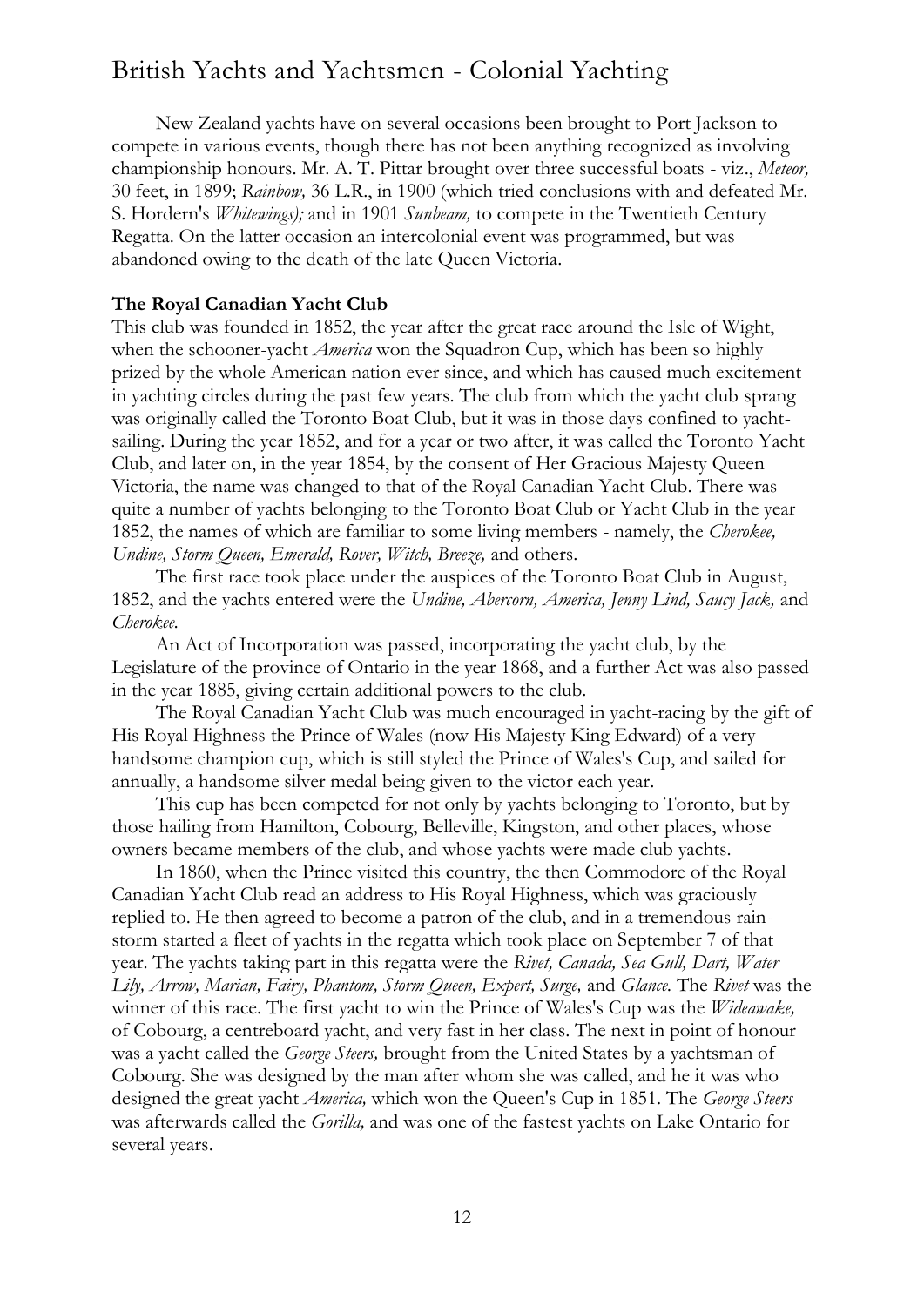New Zealand yachts have on several occasions been brought to Port Jackson to compete in various events, though there has not been anything recognized as involving championship honours. Mr. A. T. Pittar brought over three successful boats - viz., *Meteor,* 30 feet, in 1899; *Rainbow,* 36 L.R., in 1900 (which tried conclusions with and defeated Mr. S. Hordern's *Whitewings);* and in 1901 *Sunbeam,* to compete in the Twentieth Century Regatta. On the latter occasion an intercolonial event was programmed, but was abandoned owing to the death of the late Queen Victoria.

**The Royal Canadian Yacht Club**

This club was founded in 1852, the year after the great race around the Isle of Wight, when the schooner-yacht *America* won the Squadron Cup, which has been so highly prized by the whole American nation ever since, and which has caused much excitement in yachting circles during the past few years. The club from which the yacht club sprang was originally called the Toronto Boat Club, but it was in those days confined to yacht-sailing. During the year 1852, and for a year or two after, it was called the Toronto Yacht Club, and later on, in the year 1854, by the consent of Her Gracious Majesty Queen Victoria, the name was changed to that of the Royal Canadian Yacht Club. There was quite a number of yachts belonging to the Toronto Boat Club or Yacht Club in the year 1852, the names of which are familiar to some living members - namely, the *Cherokee, Undine, Storm Queen, Emerald, Rover, Witch, Breeze,* and others.

The first race took place under the auspices of the Toronto Boat Club in August, 1852, and the yachts entered were the *Undine, Abercorn, America, Jenny Lind, Saucy Jack,* and *Cherokee.*

An Act of Incorporation was passed, incorporating the yacht club, by the Legislature of the province of Ontario in the year 1868, and a further Act was also passed in the year 1885, giving certain additional powers to the club.

The Royal Canadian Yacht Club was much encouraged in yacht-racing by the gift of His Royal Highness the Prince of Wales (now His Majesty King Edward) of a very handsome champion cup, which is still styled the Prince of Wales's Cup, and sailed for annually, a handsome silver medal being given to the victor each year.

This cup has been competed for not only by yachts belonging to Toronto, but by those hailing from Hamilton, Cobourg, Belleville, Kingston, and other places, whose owners became members of the club, and whose yachts were made club yachts.

In 1860, when the Prince visited this country, the then Commodore of the Royal Canadian Yacht Club read an address to His Royal Highness, which was graciously replied to. He then agreed to become a patron of the club, and in a tremendous rain-storm started a fleet of yachts in the regatta which took place on September 7 of that year. The yachts taking part in this regatta were the *Rivet, Canada, Sea Gull, Dart, Water Lily, Arrow, Marian, Fairy, Phantom, Storm Queen, Expert, Surge,* and *Glance.* The *Rivet* was the winner of this race. The first yacht to win the Prince of Wales's Cup was the *Wideawake,* of Cobourg, a centreboard yacht, and very fast in her class. The next in point of honour was a yacht called the *George Steers,* brought from the United States by a yachtsman of Cobourg. She was designed by the man after whom she was called, and he it was who designed the great yacht *America,* which won the Queen's Cup in 1851. The *George Steers* was afterwards called the *Gorilla,* and was one of the fastest yachts on Lake Ontario for several years.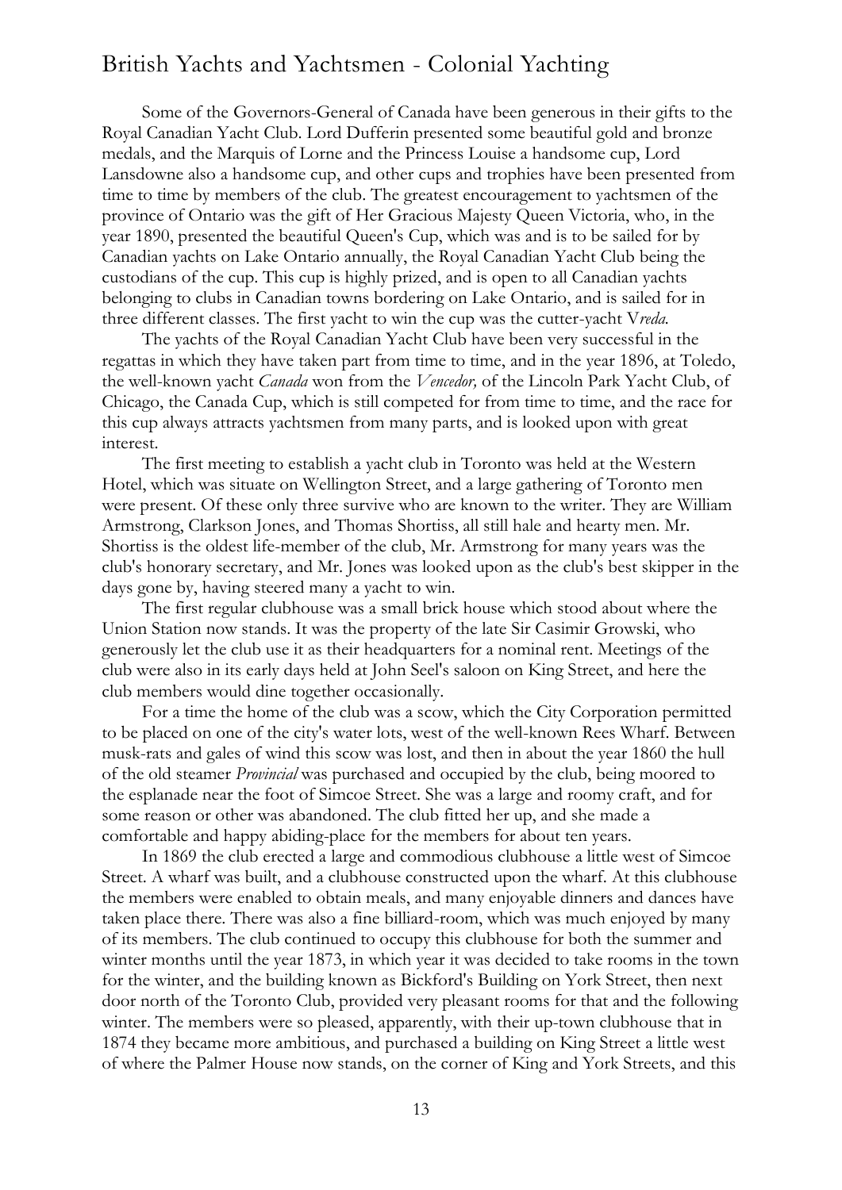Some of the Governors-General of Canada have been generous in their gifts to the Royal Canadian Yacht Club. Lord Dufferin presented some beautiful gold and bronze medals, and the Marquis of Lorne and the Princess Louise a handsome cup, Lord Lansdowne also a handsome cup, and other cups and trophies have been presented from time to time by members of the club. The greatest encouragement to yachtsmen of the province of Ontario was the gift of Her Gracious Majesty Queen Victoria, who, in the year 1890, presented the beautiful Queen's Cup, which was and is to be sailed for by Canadian yachts on Lake Ontario annually, the Royal Canadian Yacht Club being the custodians of the cup. This cup is highly prized, and is open to all Canadian yachts belonging to clubs in Canadian towns bordering on Lake Ontario, and is sailed for in three different classes. The first yacht to win the cup was the cutter-yacht V*reda*.

The yachts of the Royal Canadian Yacht Club have been very successful in the regattas in which they have taken part from time to time, and in the year 1896, at Toledo, the well-known yacht *Canada* won from the *Vencedor,* of the Lincoln Park Yacht Club, of Chicago, the Canada Cup, which is still competed for from time to time, and the race for this cup always attracts yachtsmen from many parts, and is looked upon with great interest.

The first meeting to establish a yacht club in Toronto was held at the Western Hotel, which was situate on Wellington Street, and a large gathering of Toronto men were present. Of these only three survive who are known to the writer. They are William Armstrong, Clarkson Jones, and Thomas Shortiss, all still hale and hearty men. Mr. Shortiss is the oldest life-member of the club, Mr. Armstrong for many years was the club's honorary secretary, and Mr. Jones was looked upon as the club's best skipper in the days gone by, having steered many a yacht to win.

The first regular clubhouse was a small brick house which stood about where the Union Station now stands. It was the property of the late Sir Casimir Growski, who generously let the club use it as their headquarters for a nominal rent. Meetings of the club were also in its early days held at John Seel's saloon on King Street, and here the club members would dine together occasionally.

For a time the home of the club was a scow, which the City Corporation permitted to be placed on one of the city's water lots, west of the well-known Rees Wharf. Between musk-rats and gales of wind this scow was lost, and then in about the year 1860 the hull of the old steamer *Provincial* was purchased and occupied by the club, being moored to the esplanade near the foot of Simcoe Street. She was a large and roomy craft, and for some reason or other was abandoned. The club fitted her up, and she made a comfortable and happy abiding-place for the members for about ten years.

In 1869 the club erected a large and commodious clubhouse a little west of Simcoe Street. A wharf was built, and a clubhouse constructed upon the wharf. At this clubhouse the members were enabled to obtain meals, and many enjoyable dinners and dances have taken place there. There was also a fine billiard-room, which was much enjoyed by many of its members. The club continued to occupy this clubhouse for both the summer and winter months until the year 1873, in which year it was decided to take rooms in the town for the winter, and the building known as Bickford's Building on York Street, then next door north of the Toronto Club, provided very pleasant rooms for that and the following winter. The members were so pleased, apparently, with their up-town clubhouse that in 1874 they became more ambitious, and purchased a building on King Street a little west of where the Palmer House now stands, on the corner of King and York Streets, and this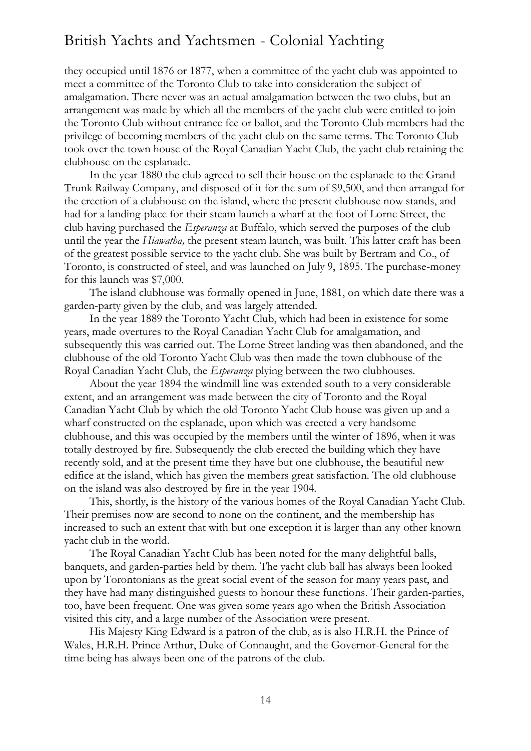they occupied until 1876 or 1877, when a committee of the yacht club was appointed to meet a committee of the Toronto Club to take into consideration the subject of amalgamation. There never was an actual amalgamation between the two clubs, but an arrangement was made by which all the members of the yacht club were entitled to join the Toronto Club without entrance fee or ballot, and the Toronto Club members had the privilege of becoming members of the yacht club on the same terms. The Toronto Club took over the town house of the Royal Canadian Yacht Club, the yacht club retaining the clubhouse on the esplanade.

In the year 1880 the club agreed to sell their house on the esplanade to the Grand Trunk Railway Company, and disposed of it for the sum of $9,500, and then arranged for the erection of a clubhouse on the island, where the present clubhouse now stands, and had for a landing-place for their steam launch a wharf at the foot of Lorne Street, the club having purchased the *Esperanza* at Buffalo, which served the purposes of the club until the year the *Hiawatha,* the present steam launch, was built. This latter craft has been of the greatest possible service to the yacht club. She was built by Bertram and Co., of Toronto, is constructed of steel, and was launched on July 9, 1895. The purchase-money for this launch was $7,000.

The island clubhouse was formally opened in June, 1881, on which date there was a garden-party given by the club, and was largely attended.

In the year 1889 the Toronto Yacht Club, which had been in existence for some years, made overtures to the Royal Canadian Yacht Club for amalgamation, and subsequently this was carried out. The Lorne Street landing was then abandoned, and the clubhouse of the old Toronto Yacht Club was then made the town clubhouse of the Royal Canadian Yacht Club, the *Esperanza* plying between the two clubhouses.

About the year 1894 the windmill line was extended south to a very considerable extent, and an arrangement was made between the city of Toronto and the Royal Canadian Yacht Club by which the old Toronto Yacht Club house was given up and a wharf constructed on the esplanade, upon which was erected a very handsome clubhouse, and this was occupied by the members until the winter of 1896, when it was totally destroyed by fire. Subsequently the club erected the building which they have recently sold, and at the present time they have but one clubhouse, the beautiful new edifice at the island, which has given the members great satisfaction. The old clubhouse on the island was also destroyed by fire in the year 1904.

This, shortly, is the history of the various homes of the Royal Canadian Yacht Club. Their premises now are second to none on the continent, and the membership has increased to such an extent that with but one exception it is larger than any other known yacht club in the world.

The Royal Canadian Yacht Club has been noted for the many delightful balls, banquets, and garden-parties held by them. The yacht club ball has always been looked upon by Torontonians as the great social event of the season for many years past, and they have had many distinguished guests to honour these functions. Their garden-parties, too, have been frequent. One was given some years ago when the British Association visited this city, and a large number of the Association were present.

His Majesty King Edward is a patron of the club, as is also H.R.H. the Prince of Wales, H.R.H. Prince Arthur, Duke of Connaught, and the Governor-General for the time being has always been one of the patrons of the club.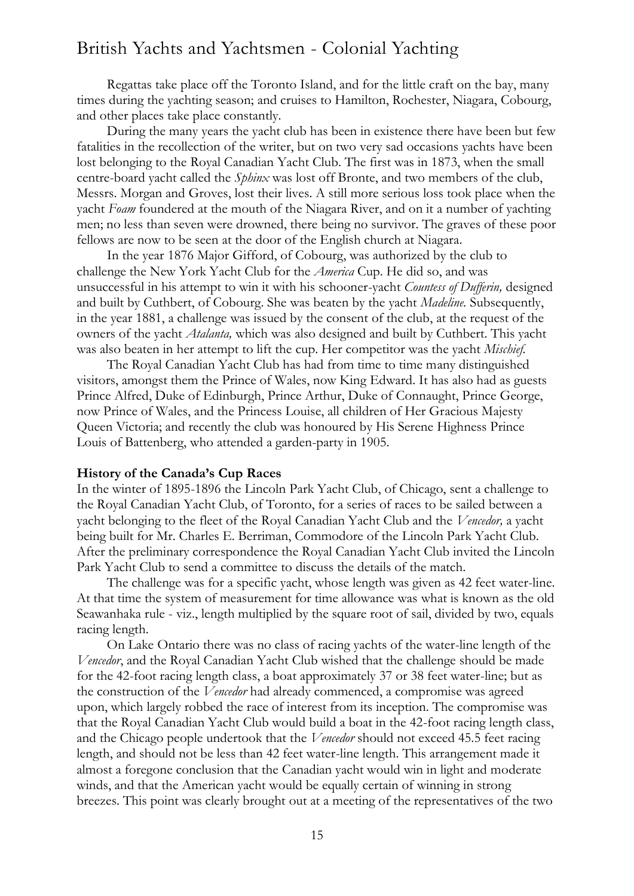Regattas take place off the Toronto Island, and for the little craft on the bay, many times during the yachting season; and cruises to Hamilton, Rochester, Niagara, Cobourg, and other places take place constantly.

During the many years the yacht club has been in existence there have been but few fatalities in the recollection of the writer, but on two very sad occasions yachts have been lost belonging to the Royal Canadian Yacht Club. The first was in 1873, when the small centre-board yacht called the *Sphinx* was lost off Bronte, and two members of the club, Messrs. Morgan and Groves, lost their lives. A still more serious loss took place when the yacht *Foam* foundered at the mouth of the Niagara River, and on it a number of yachting men; no less than seven were drowned, there being no survivor. The graves of these poor fellows are now to be seen at the door of the English church at Niagara.

In the year 1876 Major Gifford, of Cobourg, was authorized by the club to challenge the New York Yacht Club for the *America* Cup. He did so, and was unsuccessful in his attempt to win it with his schooner-yacht *Countess of Dufferin,* designed and built by Cuthbert, of Cobourg. She was beaten by the yacht *Madeline.* Subsequently, in the year 1881, a challenge was issued by the consent of the club, at the request of the owners of the yacht *Atalanta,* which was also designed and built by Cuthbert. This yacht was also beaten in her attempt to lift the cup. Her competitor was the yacht *Mischief.*

The Royal Canadian Yacht Club has had from time to time many distinguished visitors, amongst them the Prince of Wales, now King Edward. It has also had as guests Prince Alfred, Duke of Edinburgh, Prince Arthur, Duke of Connaught, Prince George, now Prince of Wales, and the Princess Louise, all children of Her Gracious Majesty Queen Victoria; and recently the club was honoured by His Serene Highness Prince Louis of Battenberg, who attended a garden-party in 1905.

**History of the Canada's Cup Races**

In the winter of 1895-1896 the Lincoln Park Yacht Club, of Chicago, sent a challenge to the Royal Canadian Yacht Club, of Toronto, for a series of races to be sailed between a yacht belonging to the fleet of the Royal Canadian Yacht Club and the *Vencedor,* a yacht being built for Mr. Charles E. Berriman, Commodore of the Lincoln Park Yacht Club. After the preliminary correspondence the Royal Canadian Yacht Club invited the Lincoln Park Yacht Club to send a committee to discuss the details of the match.

The challenge was for a specific yacht, whose length was given as 42 feet water-line. At that time the system of measurement for time allowance was what is known as the old Seawanhaka rule - viz., length multiplied by the square root of sail, divided by two, equals racing length.

On Lake Ontario there was no class of racing yachts of the water-line length of the *Vencedor*, and the Royal Canadian Yacht Club wished that the challenge should be made for the 42-foot racing length class, a boat approximately 37 or 38 feet water-line; but as the construction of the *Vencedor* had already commenced, a compromise was agreed upon, which largely robbed the race of interest from its inception. The compromise was that the Royal Canadian Yacht Club would build a boat in the 42-foot racing length class, and the Chicago people undertook that the *Vencedor* should not exceed 45.5 feet racing length, and should not be less than 42 feet water-line length. This arrangement made it almost a foregone conclusion that the Canadian yacht would win in light and moderate winds, and that the American yacht would be equally certain of winning in strong breezes. This point was clearly brought out at a meeting of the representatives of the two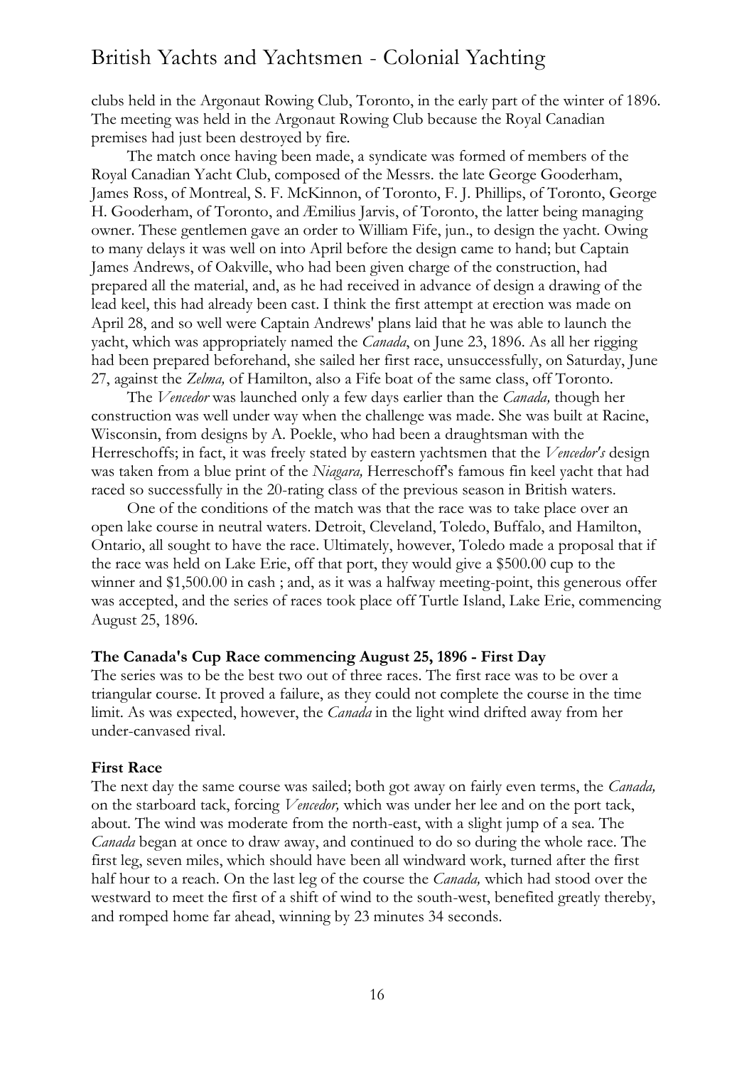clubs held in the Argonaut Rowing Club, Toronto, in the early part of the winter of 1896. The meeting was held in the Argonaut Rowing Club because the Royal Canadian premises had just been destroyed by fire.

The match once having been made, a syndicate was formed of members of the Royal Canadian Yacht Club, composed of the Messrs. the late George Gooderham, James Ross, of Montreal, S. F. McKinnon, of Toronto, F. J. Phillips, of Toronto, George H. Gooderham, of Toronto, and Æmilius Jarvis, of Toronto, the latter being managing owner. These gentlemen gave an order to William Fife, jun., to design the yacht. Owing to many delays it was well on into April before the design came to hand; but Captain James Andrews, of Oakville, who had been given charge of the construction, had prepared all the material, and, as he had received in advance of design a drawing of the lead keel, this had already been cast. I think the first attempt at erection was made on April 28, and so well were Captain Andrews' plans laid that he was able to launch the yacht, which was appropriately named the *Canada*, on June 23, 1896. As all her rigging had been prepared beforehand, she sailed her first race, unsuccessfully, on Saturday, June 27, against the *Zelma,* of Hamilton, also a Fife boat of the same class, off Toronto.

The *Vencedor* was launched only a few days earlier than the *Canada,* though her construction was well under way when the challenge was made. She was built at Racine, Wisconsin, from designs by A. Poekle, who had been a draughtsman with the Herreschoffs; in fact, it was freely stated by eastern yachtsmen that the *Vencedor's* design was taken from a blue print of the *Niagara,* Herreschoff's famous fin keel yacht that had raced so successfully in the 20-rating class of the previous season in British waters.

One of the conditions of the match was that the race was to take place over an open lake course in neutral waters. Detroit, Cleveland, Toledo, Buffalo, and Hamilton, Ontario, all sought to have the race. Ultimately, however, Toledo made a proposal that if the race was held on Lake Erie, off that port, they would give a $500.00 cup to the winner and $1,500.00 in cash ; and, as it was a halfway meeting-point, this generous offer was accepted, and the series of races took place off Turtle Island, Lake Erie, commencing August 25, 1896.

**The Canada's Cup Race commencing August 25, 1896 - First Day**

The series was to be the best two out of three races. The first race was to be over a triangular course. It proved a failure, as they could not complete the course in the time limit. As was expected, however, the *Canada* in the light wind drifted away from her under-canvased rival.

**First Race**

The next day the same course was sailed; both got away on fairly even terms, the *Canada,* on the starboard tack, forcing *Vencedor,* which was under her lee and on the port tack, about. The wind was moderate from the north-east, with a slight jump of a sea. The *Canada* began at once to draw away, and continued to do so during the whole race. The first leg, seven miles, which should have been all windward work, turned after the first half hour to a reach. On the last leg of the course the *Canada,* which had stood over the westward to meet the first of a shift of wind to the south-west, benefited greatly thereby, and romped home far ahead, winning by 23 minutes 34 seconds.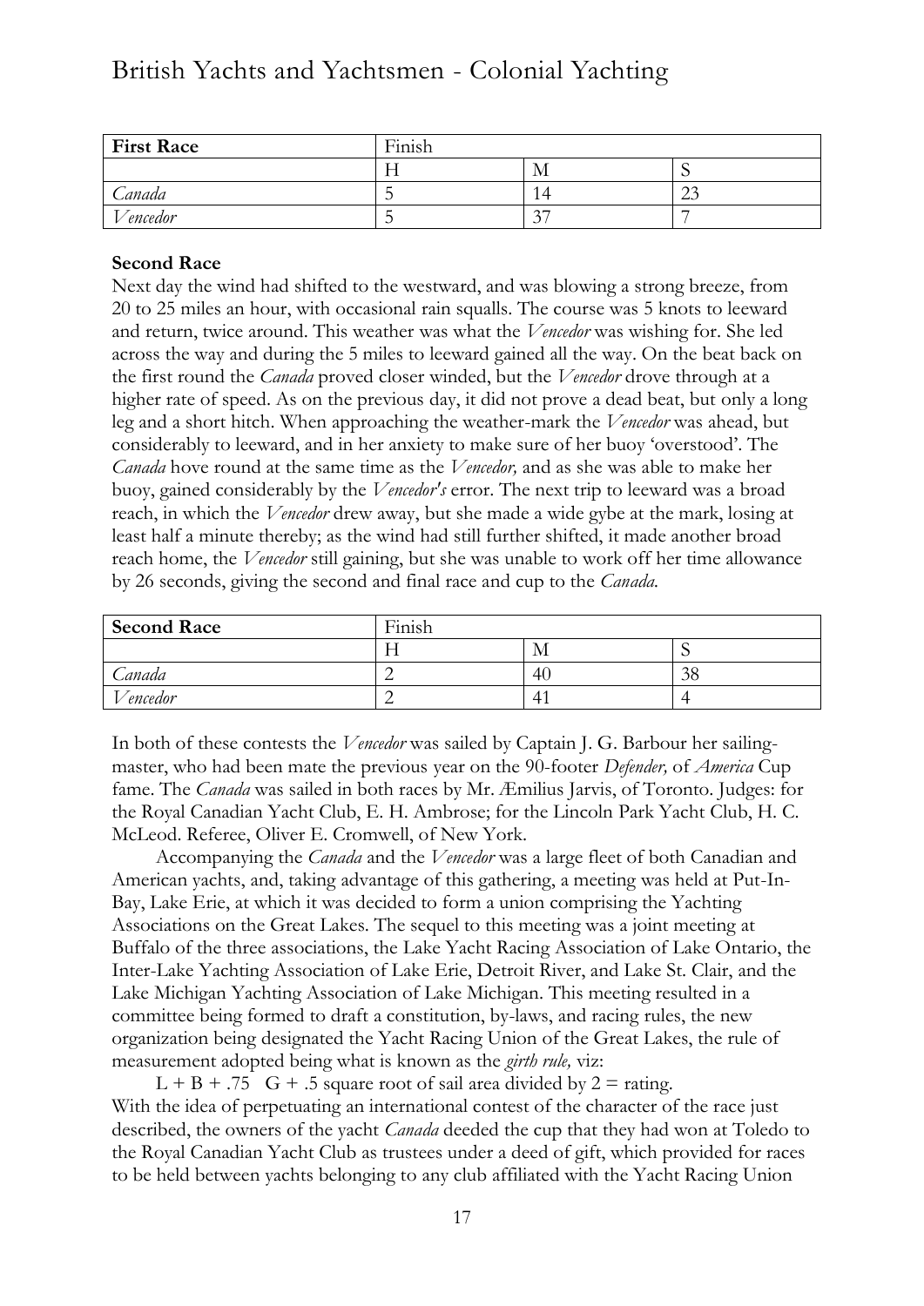| **First Race** | Finish | | |
|---|---|---|---|
| | H | M | S |
| *Canada* | 5 | 14 | 23 |
| *Vencedor* | 5 | 37 | 7 |

**Second Race**

Next day the wind had shifted to the westward, and was blowing a strong breeze, from 20 to 25 miles an hour, with occasional rain squalls. The course was 5 knots to leeward and return, twice around. This weather was what the *Vencedor* was wishing for. She led across the way and during the 5 miles to leeward gained all the way. On the beat back on the first round the *Canada* proved closer winded, but the *Vencedor* drove through at a higher rate of speed. As on the previous day, it did not prove a dead beat, but only a long leg and a short hitch. When approaching the weather-mark the *Vencedor* was ahead, but considerably to leeward, and in her anxiety to make sure of her buoy 'overstood'. The *Canada* hove round at the same time as the *Vencedor,* and as she was able to make her buoy, gained considerably by the *Vencedor's* error. The next trip to leeward was a broad reach, in which the *Vencedor* drew away, but she made a wide gybe at the mark, losing at least half a minute thereby; as the wind had still further shifted, it made another broad reach home, the *Vencedor* still gaining, but she was unable to work off her time allowance by 26 seconds, giving the second and final race and cup to the *Canada.*

| **Second Race** | Finish | | |
|---|---|---|---|
| | H | M | S |
| *Canada* | 2 | 40 | 38 |
| *Vencedor* | 2 | 41 | 4 |

In both of these contests the *Vencedor* was sailed by Captain J. G. Barbour her sailing-master, who had been mate the previous year on the 90-footer *Defender,* of *America* Cup fame. The *Canada* was sailed in both races by Mr. Æmilius Jarvis, of Toronto. Judges: for the Royal Canadian Yacht Club, E. H. Ambrose; for the Lincoln Park Yacht Club, H. C. McLeod. Referee, Oliver E. Cromwell, of New York.

Accompanying the *Canada* and the *Vencedor* was a large fleet of both Canadian and American yachts, and, taking advantage of this gathering, a meeting was held at Put-In-Bay, Lake Erie, at which it was decided to form a union comprising the Yachting Associations on the Great Lakes. The sequel to this meeting was a joint meeting at Buffalo of the three associations, the Lake Yacht Racing Association of Lake Ontario, the Inter-Lake Yachting Association of Lake Erie, Detroit River, and Lake St. Clair, and the Lake Michigan Yachting Association of Lake Michigan. This meeting resulted in a committee being formed to draft a constitution, by-laws, and racing rules, the new organization being designated the Yacht Racing Union of the Great Lakes, the rule of measurement adopted being what is known as the *girth rule,* viz:

L + B + .75 G + .5 square root of sail area divided by 2 = rating.

With the idea of perpetuating an international contest of the character of the race just described, the owners of the yacht *Canada* deeded the cup that they had won at Toledo to the Royal Canadian Yacht Club as trustees under a deed of gift, which provided for races to be held between yachts belonging to any club affiliated with the Yacht Racing Union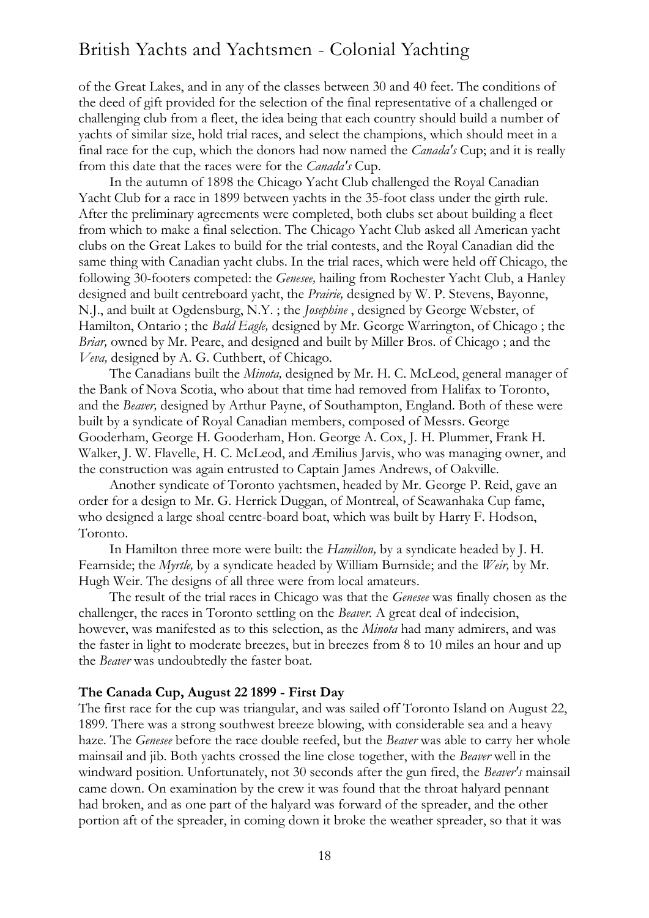of the Great Lakes, and in any of the classes between 30 and 40 feet. The conditions of the deed of gift provided for the selection of the final representative of a challenged or challenging club from a fleet, the idea being that each country should build a number of yachts of similar size, hold trial races, and select the champions, which should meet in a final race for the cup, which the donors had now named the *Canada's* Cup; and it is really from this date that the races were for the *Canada's* Cup.

In the autumn of 1898 the Chicago Yacht Club challenged the Royal Canadian Yacht Club for a race in 1899 between yachts in the 35-foot class under the girth rule. After the preliminary agreements were completed, both clubs set about building a fleet from which to make a final selection. The Chicago Yacht Club asked all American yacht clubs on the Great Lakes to build for the trial contests, and the Royal Canadian did the same thing with Canadian yacht clubs. In the trial races, which were held off Chicago, the following 30-footers competed: the *Genesee,* hailing from Rochester Yacht Club, a Hanley designed and built centreboard yacht, the *Prairie,* designed by W. P. Stevens, Bayonne, N.J., and built at Ogdensburg, N.Y. ; the *Josephine* , designed by George Webster, of Hamilton, Ontario ; the *Bald Eagle,* designed by Mr. George Warrington, of Chicago ; the *Briar,* owned by Mr. Peare, and designed and built by Miller Bros. of Chicago ; and the *Veva,* designed by A. G. Cuthbert, of Chicago.

The Canadians built the *Minota,* designed by Mr. H. C. McLeod, general manager of the Bank of Nova Scotia, who about that time had removed from Halifax to Toronto, and the *Beaver,* designed by Arthur Payne, of Southampton, England. Both of these were built by a syndicate of Royal Canadian members, composed of Messrs. George Gooderham, George H. Gooderham, Hon. George A. Cox, J. H. Plummer, Frank H. Walker, J. W. Flavelle, H. C. McLeod, and Æmilius Jarvis, who was managing owner, and the construction was again entrusted to Captain James Andrews, of Oakville.

Another syndicate of Toronto yachtsmen, headed by Mr. George P. Reid, gave an order for a design to Mr. G. Herrick Duggan, of Montreal, of Seawanhaka Cup fame, who designed a large shoal centre-board boat, which was built by Harry F. Hodson, Toronto.

In Hamilton three more were built: the *Hamilton,* by a syndicate headed by J. H. Fearnside; the *Myrtle,* by a syndicate headed by William Burnside; and the *Weir,* by Mr. Hugh Weir. The designs of all three were from local amateurs.

The result of the trial races in Chicago was that the *Genesee* was finally chosen as the challenger, the races in Toronto settling on the *Beaver.* A great deal of indecision, however, was manifested as to this selection, as the *Minota* had many admirers, and was the faster in light to moderate breezes, but in breezes from 8 to 10 miles an hour and up the *Beaver* was undoubtedly the faster boat.

**The Canada Cup, August 22 1899 - First Day**

The first race for the cup was triangular, and was sailed off Toronto Island on August 22, 1899. There was a strong southwest breeze blowing, with considerable sea and a heavy haze. The *Genesee* before the race double reefed, but the *Beaver* was able to carry her whole mainsail and jib. Both yachts crossed the line close together, with the *Beaver* well in the windward position. Unfortunately, not 30 seconds after the gun fired, the *Beaver's* mainsail came down. On examination by the crew it was found that the throat halyard pennant had broken, and as one part of the halyard was forward of the spreader, and the other portion aft of the spreader, in coming down it broke the weather spreader, so that it was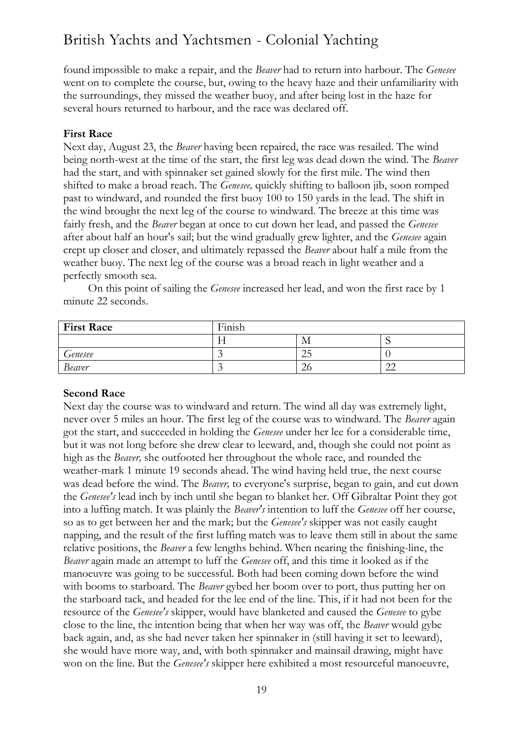found impossible to make a repair, and the *Beaver* had to return into harbour. The *Genesee* went on to complete the course, but, owing to the heavy haze and their unfamiliarity with the surroundings, they missed the weather buoy, and after being lost in the haze for several hours returned to harbour, and the race was declared off.

**First Race**

Next day, August 23, the *Beaver* having been repaired, the race was resailed. The wind being north-west at the time of the start, the first leg was dead down the wind. The *Beaver* had the start, and with spinnaker set gained slowly for the first mile. The wind then shifted to make a broad reach. The *Genesee,* quickly shifting to balloon jib, soon romped past to windward, and rounded the first buoy 100 to 150 yards in the lead. The shift in the wind brought the next leg of the course to windward. The breeze at this time was fairly fresh, and the *Beaver* began at once to cut down her lead, and passed the *Genesee* after about half an hour's sail; but the wind gradually grew lighter, and the *Genesee* again crept up closer and closer, and ultimately repassed the *Beaver* about half a mile from the weather buoy. The next leg of the course was a broad reach in light weather and a perfectly smooth sea.

On this point of sailing the *Genesee* increased her lead, and won the first race by 1 minute 22 seconds.

| **First Race** | Finish | | |
|---|---|---|---|
| | H | M | S |
| *Genesee* | 3 | 25 | 0 |
| *Beaver* | 3 | 26 | 22 |

**Second Race**

Next day the course was to windward and return. The wind all day was extremely light, never over 5 miles an hour. The first leg of the course was to windward. The *Beaver* again got the start, and succeeded in holding the *Genesee* under her lee for a considerable time, but it was not long before she drew clear to leeward, and, though she could not point as high as the *Beaver,* she outfooted her throughout the whole race, and rounded the weather-mark 1 minute 19 seconds ahead. The wind having held true, the next course was dead before the wind. The *Beaver,* to everyone's surprise, began to gain, and cut down the *Genesee's* lead inch by inch until she began to blanket her. Off Gibraltar Point they got into a luffing match. It was plainly the *Beaver's* intention to luff the *Genesee* off her course, so as to get between her and the mark; but the *Genesee's* skipper was not easily caught napping, and the result of the first luffing match was to leave them still in about the same relative positions, the *Beaver* a few lengths behind. When nearing the finishing-line, the *Beaver* again made an attempt to luff the *Genesee* off, and this time it looked as if the manoeuvre was going to be successful. Both had been coming down before the wind with booms to starboard. The *Beaver* gybed her boom over to port, thus putting her on the starboard tack, and headed for the lee end of the line. This, if it had not been for the resource of the *Genesee's* skipper, would have blanketed and caused the *Genesee* to gybe close to the line, the intention being that when her way was off, the *Beaver* would gybe back again, and, as she had never taken her spinnaker in (still having it set to leeward), she would have more way, and, with both spinnaker and mainsail drawing, might have won on the line. But the *Genesee's* skipper here exhibited a most resourceful manoeuvre,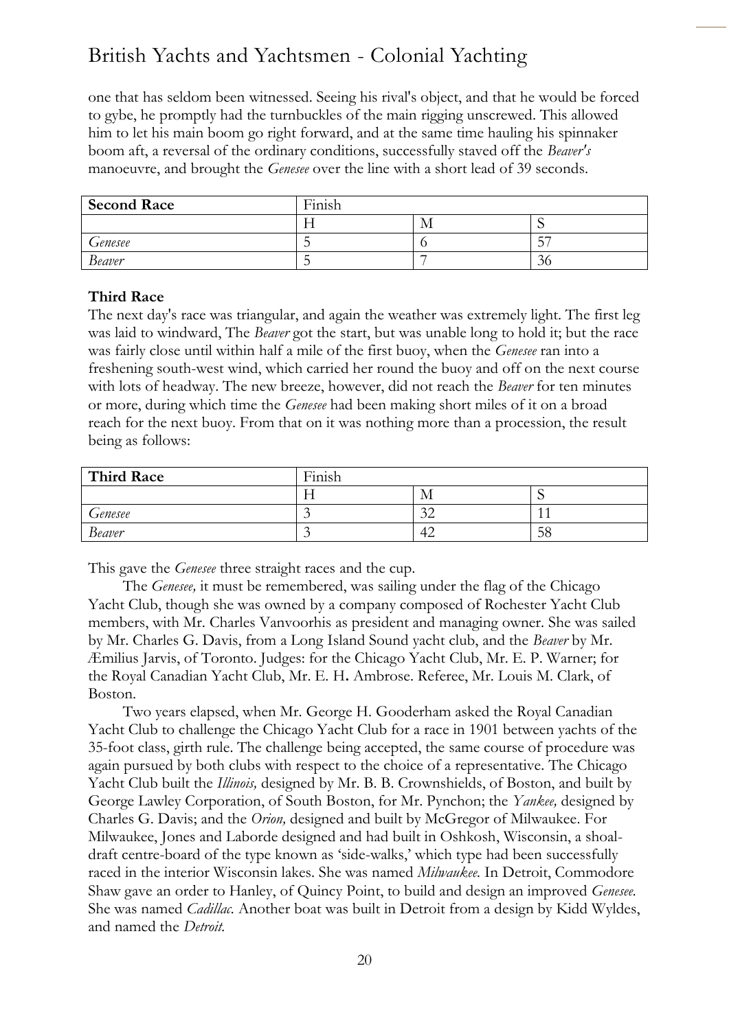one that has seldom been witnessed. Seeing his rival's object, and that he would be forced to gybe, he promptly had the turnbuckles of the main rigging unscrewed. This allowed him to let his main boom go right forward, and at the same time hauling his spinnaker boom aft, a reversal of the ordinary conditions, successfully staved off the *Beaver's* manoeuvre, and brought the *Genesee* over the line with a short lead of 39 seconds.

| **Second Race** | Finish | | |
|---|---|---|---|
| | H | M | S |
| *Genesee* | 5 | 6 | 57 |
| *Beaver* | 5 | 7 | 36 |

**Third Race**

The next day's race was triangular, and again the weather was extremely light. The first leg was laid to windward, The *Beaver* got the start, but was unable long to hold it; but the race was fairly close until within half a mile of the first buoy, when the *Genesee* ran into a freshening south-west wind, which carried her round the buoy and off on the next course with lots of headway. The new breeze, however, did not reach the *Beaver* for ten minutes or more, during which time the *Genesee* had been making short miles of it on a broad reach for the next buoy. From that on it was nothing more than a procession, the result being as follows:

| **Third Race** | Finish | | |
|---|---|---|---|
| | H | M | S |
| *Genesee* | 3 | 32 | 11 |
| *Beaver* | 3 | 42 | 58 |

This gave the *Genesee* three straight races and the cup.

The *Genesee,* it must be remembered, was sailing under the flag of the Chicago Yacht Club, though she was owned by a company composed of Rochester Yacht Club members, with Mr. Charles Vanvoorhis as president and managing owner. She was sailed by Mr. Charles G. Davis, from a Long Island Sound yacht club, and the *Beaver* by Mr. Æmilius Jarvis, of Toronto. Judges: for the Chicago Yacht Club, Mr. E. P. Warner; for the Royal Canadian Yacht Club, Mr. E. H**.** Ambrose. Referee, Mr. Louis M. Clark, of Boston.

Two years elapsed, when Mr. George H. Gooderham asked the Royal Canadian Yacht Club to challenge the Chicago Yacht Club for a race in 1901 between yachts of the 35-foot class, girth rule. The challenge being accepted, the same course of procedure was again pursued by both clubs with respect to the choice of a representative. The Chicago Yacht Club built the *Illinois,* designed by Mr. B. B. Crownshields, of Boston, and built by George Lawley Corporation, of South Boston, for Mr. Pynchon; the *Yankee,* designed by Charles G. Davis; and the *Orion,* designed and built by McGregor of Milwaukee. For Milwaukee, Jones and Laborde designed and had built in Oshkosh, Wisconsin, a shoal-draft centre-board of the type known as 'side-walks,' which type had been successfully raced in the interior Wisconsin lakes. She was named *Milwaukee.* In Detroit, Commodore Shaw gave an order to Hanley, of Quincy Point, to build and design an improved *Genesee.* She was named *Cadillac.* Another boat was built in Detroit from a design by Kidd Wyldes, and named the *Detroit.*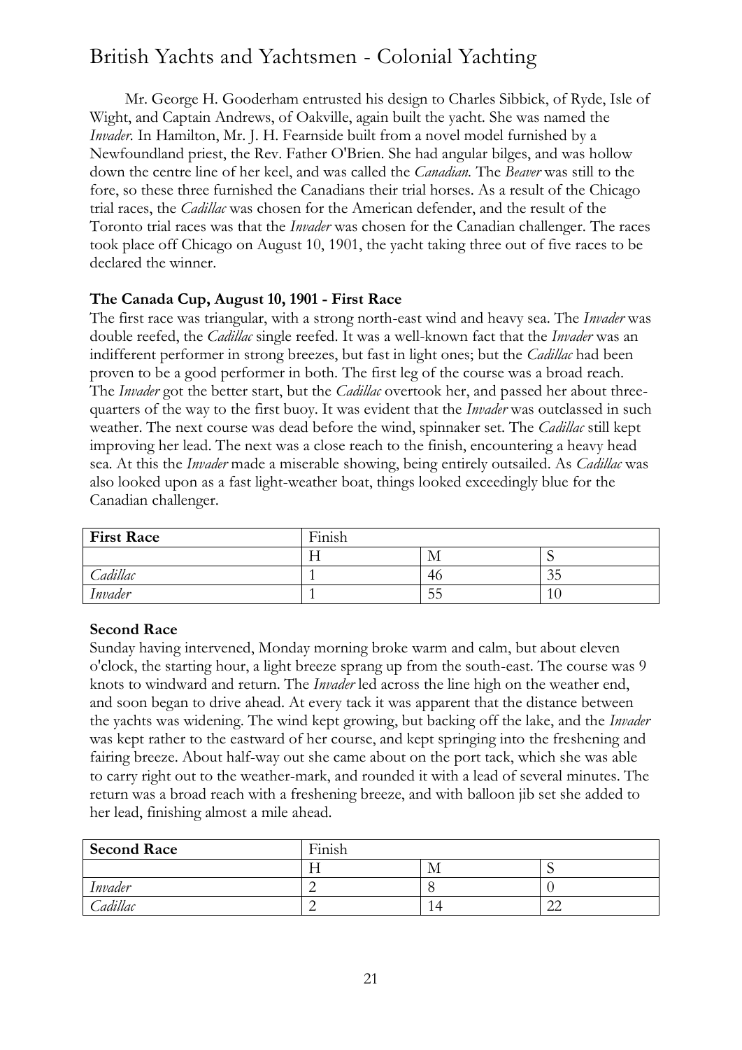Mr. George H. Gooderham entrusted his design to Charles Sibbick, of Ryde, Isle of Wight, and Captain Andrews, of Oakville, again built the yacht. She was named the *Invader*. In Hamilton, Mr. J. H. Fearnside built from a novel model furnished by a Newfoundland priest, the Rev. Father O'Brien. She had angular bilges, and was hollow down the centre line of her keel, and was called the *Canadian*. The *Beaver* was still to the fore, so these three furnished the Canadians their trial horses. As a result of the Chicago trial races, the *Cadillac* was chosen for the American defender, and the result of the Toronto trial races was that the *Invader* was chosen for the Canadian challenger. The races took place off Chicago on August 10, 1901, the yacht taking three out of five races to be declared the winner.

**The Canada Cup, August 10, 1901 - First Race**

The first race was triangular, with a strong north-east wind and heavy sea. The *Invader* was double reefed, the *Cadillac* single reefed. It was a well-known fact that the *Invader* was an indifferent performer in strong breezes, but fast in light ones; but the *Cadillac* had been proven to be a good performer in both. The first leg of the course was a broad reach. The *Invader* got the better start, but the *Cadillac* overtook her, and passed her about three-quarters of the way to the first buoy. It was evident that the *Invader* was outclassed in such weather. The next course was dead before the wind, spinnaker set. The *Cadillac* still kept improving her lead. The next was a close reach to the finish, encountering a heavy head sea. At this the *Invader* made a miserable showing, being entirely outsailed. As *Cadillac* was also looked upon as a fast light-weather boat, things looked exceedingly blue for the Canadian challenger.

| **First Race** | Finish | | |
|---|---|---|---|
| | H | M | S |
| *Cadillac* | 1 | 46 | 35 |
| *Invader* | 1 | 55 | 10 |

**Second Race**

Sunday having intervened, Monday morning broke warm and calm, but about eleven o'clock, the starting hour, a light breeze sprang up from the south-east. The course was 9 knots to windward and return. The *Invader* led across the line high on the weather end, and soon began to drive ahead. At every tack it was apparent that the distance between the yachts was widening. The wind kept growing, but backing off the lake, and the *Invader* was kept rather to the eastward of her course, and kept springing into the freshening and fairing breeze. About half-way out she came about on the port tack, which she was able to carry right out to the weather-mark, and rounded it with a lead of several minutes. The return was a broad reach with a freshening breeze, and with balloon jib set she added to her lead, finishing almost a mile ahead.

| **Second Race** | Finish | | |
|---|---|---|---|
| | H | M | S |
| *Invader* | 2 | 8 | 0 |
| *Cadillac* | 2 | 14 | 22 |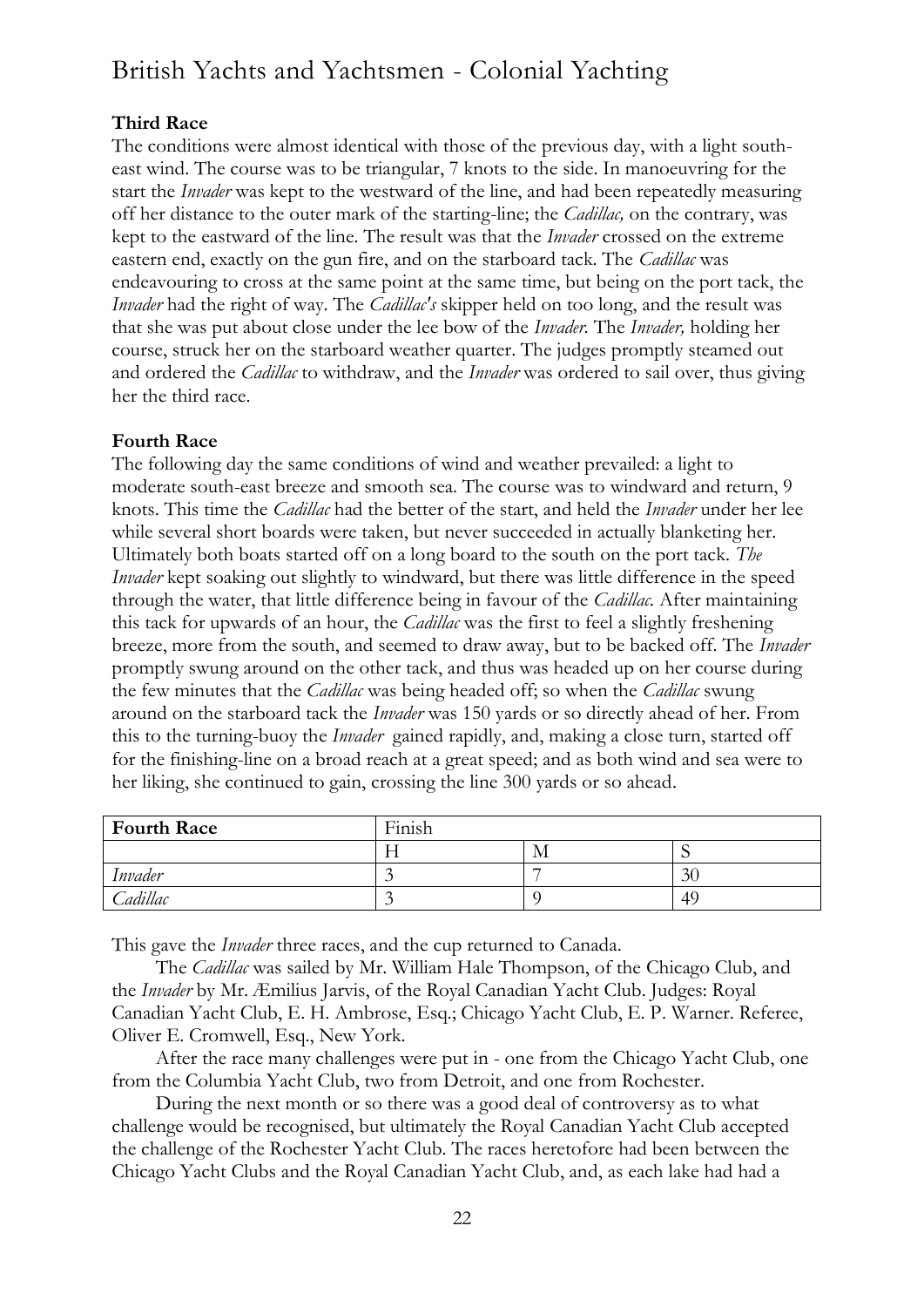**Third Race**
The conditions were almost identical with those of the previous day, with a light south-east wind. The course was to be triangular, 7 knots to the side. In manoeuvring for the start the *Invader* was kept to the westward of the line, and had been repeatedly measuring off her distance to the outer mark of the starting-line; the *Cadillac,* on the contrary, was kept to the eastward of the line. The result was that the *Invader* crossed on the extreme eastern end, exactly on the gun fire, and on the starboard tack. The *Cadillac* was endeavouring to cross at the same point at the same time, but being on the port tack, the *Invader* had the right of way. The *Cadillac's* skipper held on too long, and the result was that she was put about close under the lee bow of the *Invader.* The *Invader,* holding her course, struck her on the starboard weather quarter. The judges promptly steamed out and ordered the *Cadillac* to withdraw, and the *Invader* was ordered to sail over, thus giving her the third race.

**Fourth Race**
The following day the same conditions of wind and weather prevailed: a light to moderate south-east breeze and smooth sea. The course was to windward and return, 9 knots. This time the *Cadillac* had the better of the start, and held the *Invader* under her lee while several short boards were taken, but never succeeded in actually blanketing her. Ultimately both boats started off on a long board to the south on the port tack. *The Invader* kept soaking out slightly to windward, but there was little difference in the speed through the water, that little difference being in favour of the *Cadillac.* After maintaining this tack for upwards of an hour, the *Cadillac* was the first to feel a slightly freshening breeze, more from the south, and seemed to draw away, but to be backed off. The *Invader* promptly swung around on the other tack, and thus was headed up on her course during the few minutes that the *Cadillac* was being headed off; so when the *Cadillac* swung around on the starboard tack the *Invader* was 150 yards or so directly ahead of her. From this to the turning-buoy the *Invader* gained rapidly, and, making a close turn, started off for the finishing-line on a broad reach at a great speed; and as both wind and sea were to her liking, she continued to gain, crossing the line 300 yards or so ahead.

| **Fourth Race** | Finish | | |
|---|---|---|---|
| | H | M | S |
| *Invader* | 3 | 7 | 30 |
| *Cadillac* | 3 | 9 | 49 |

This gave the *Invader* three races, and the cup returned to Canada.

The *Cadillac* was sailed by Mr. William Hale Thompson, of the Chicago Club, and the *Invader* by Mr. Æmilius Jarvis, of the Royal Canadian Yacht Club. Judges: Royal Canadian Yacht Club, E. H. Ambrose, Esq.; Chicago Yacht Club, E. P. Warner. Referee, Oliver E. Cromwell, Esq., New York.

After the race many challenges were put in - one from the Chicago Yacht Club, one from the Columbia Yacht Club, two from Detroit, and one from Rochester.

During the next month or so there was a good deal of controversy as to what challenge would be recognised, but ultimately the Royal Canadian Yacht Club accepted the challenge of the Rochester Yacht Club. The races heretofore had been between the Chicago Yacht Clubs and the Royal Canadian Yacht Club, and, as each lake had had a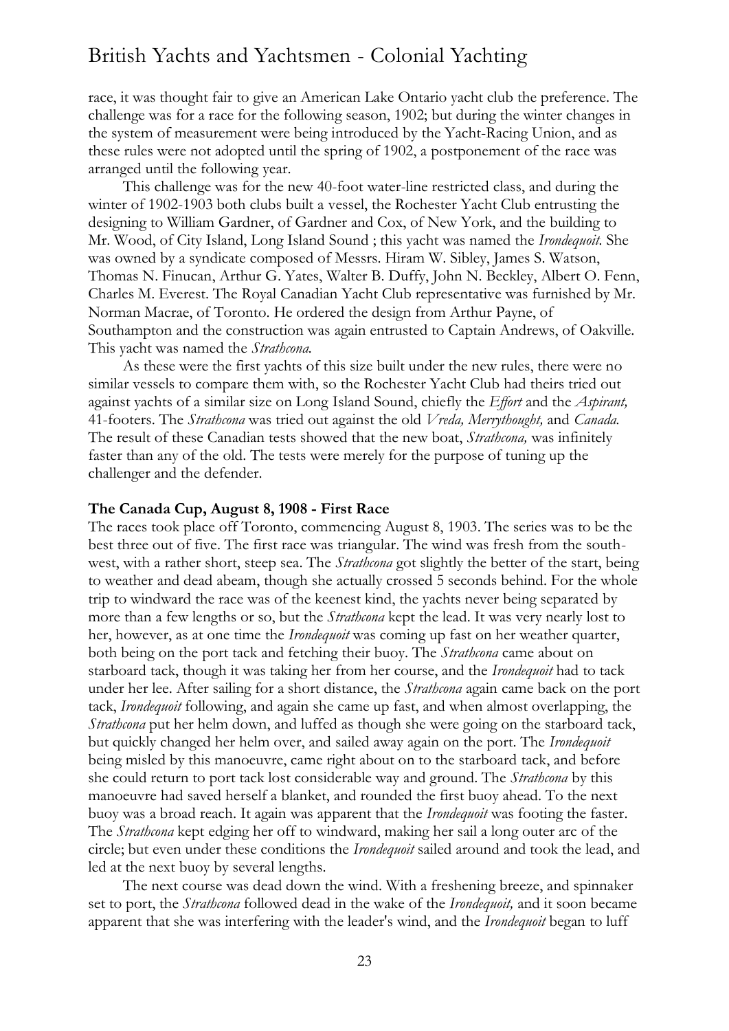race, it was thought fair to give an American Lake Ontario yacht club the preference. The challenge was for a race for the following season, 1902; but during the winter changes in the system of measurement were being introduced by the Yacht-Racing Union, and as these rules were not adopted until the spring of 1902, a postponement of the race was arranged until the following year.

This challenge was for the new 40-foot water-line restricted class, and during the winter of 1902-1903 both clubs built a vessel, the Rochester Yacht Club entrusting the designing to William Gardner, of Gardner and Cox, of New York, and the building to Mr. Wood, of City Island, Long Island Sound ; this yacht was named the *Irondequoit.* She was owned by a syndicate composed of Messrs. Hiram W. Sibley, James S. Watson, Thomas N. Finucan, Arthur G. Yates, Walter B. Duffy, John N. Beckley, Albert O. Fenn, Charles M. Everest. The Royal Canadian Yacht Club representative was furnished by Mr. Norman Macrae, of Toronto. He ordered the design from Arthur Payne, of Southampton and the construction was again entrusted to Captain Andrews, of Oakville. This yacht was named the *Strathcona.*

As these were the first yachts of this size built under the new rules, there were no similar vessels to compare them with, so the Rochester Yacht Club had theirs tried out against yachts of a similar size on Long Island Sound, chiefly the *Effort* and the *Aspirant,* 41-footers. The *Strathcona* was tried out against the old *Vreda, Merrythought,* and *Canada.* The result of these Canadian tests showed that the new boat, *Strathcona,* was infinitely faster than any of the old. The tests were merely for the purpose of tuning up the challenger and the defender.

**The Canada Cup, August 8, 1908 - First Race**

The races took place off Toronto, commencing August 8, 1903. The series was to be the best three out of five. The first race was triangular. The wind was fresh from the south-west, with a rather short, steep sea. The *Strathcona* got slightly the better of the start, being to weather and dead abeam, though she actually crossed 5 seconds behind. For the whole trip to windward the race was of the keenest kind, the yachts never being separated by more than a few lengths or so, but the *Strathcona* kept the lead. It was very nearly lost to her, however, as at one time the *Irondequoit* was coming up fast on her weather quarter, both being on the port tack and fetching their buoy. The *Strathcona* came about on starboard tack, though it was taking her from her course, and the *Irondequoit* had to tack under her lee. After sailing for a short distance, the *Strathcona* again came back on the port tack, *Irondequoit* following, and again she came up fast, and when almost overlapping, the *Strathcona* put her helm down, and luffed as though she were going on the starboard tack, but quickly changed her helm over, and sailed away again on the port. The *Irondequoit* being misled by this manoeuvre, came right about on to the starboard tack, and before she could return to port tack lost considerable way and ground. The *Strathcona* by this manoeuvre had saved herself a blanket, and rounded the first buoy ahead. To the next buoy was a broad reach. It again was apparent that the *Irondequoit* was footing the faster. The *Strathcona* kept edging her off to windward, making her sail a long outer arc of the circle; but even under these conditions the *Irondequoit* sailed around and took the lead, and led at the next buoy by several lengths.

The next course was dead down the wind. With a freshening breeze, and spinnaker set to port, the *Strathcona* followed dead in the wake of the *Irondequoit,* and it soon became apparent that she was interfering with the leader's wind, and the *Irondequoit* began to luff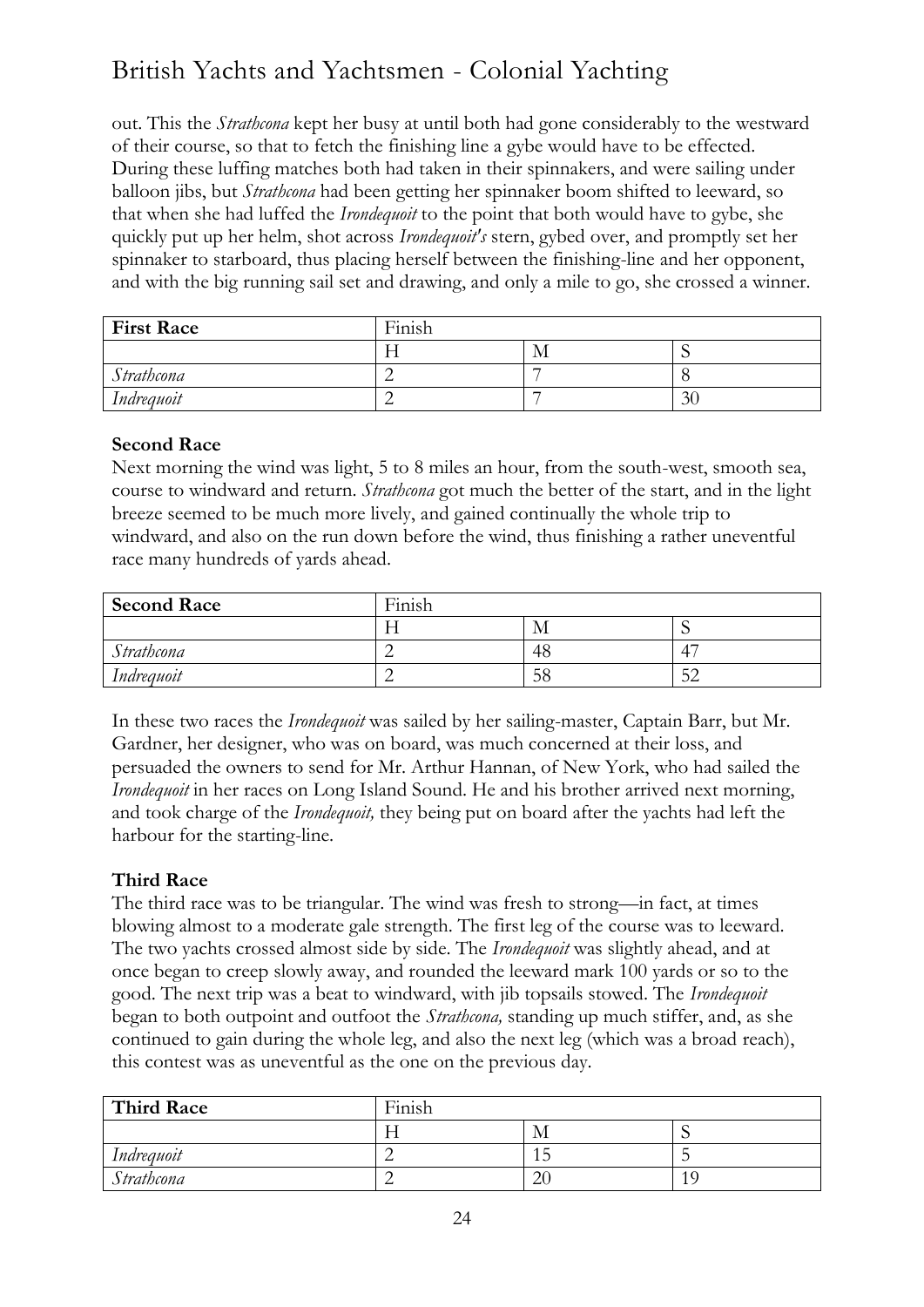out. This the *Strathcona* kept her busy at until both had gone considerably to the westward of their course, so that to fetch the finishing line a gybe would have to be effected. During these luffing matches both had taken in their spinnakers, and were sailing under balloon jibs, but *Strathcona* had been getting her spinnaker boom shifted to leeward, so that when she had luffed the *Irondequoit* to the point that both would have to gybe, she quickly put up her helm, shot across *Irondequoit's* stern, gybed over, and promptly set her spinnaker to starboard, thus placing herself between the finishing-line and her opponent, and with the big running sail set and drawing, and only a mile to go, she crossed a winner.

| **First Race** | Finish | | |
|---|---|---|---|
| | H | M | S |
| *Strathcona* | 2 | 7 | 8 |
| *Indrequoit* | 2 | 7 | 30 |

**Second Race**

Next morning the wind was light, 5 to 8 miles an hour, from the south-west, smooth sea, course to windward and return. *Strathcona* got much the better of the start, and in the light breeze seemed to be much more lively, and gained continually the whole trip to windward, and also on the run down before the wind, thus finishing a rather uneventful race many hundreds of yards ahead.

| **Second Race** | Finish | | |
|---|---|---|---|
| | H | M | S |
| *Strathcona* | 2 | 48 | 47 |
| *Indrequoit* | 2 | 58 | 52 |

In these two races the *Irondequoit* was sailed by her sailing-master, Captain Barr, but Mr. Gardner, her designer, who was on board, was much concerned at their loss, and persuaded the owners to send for Mr. Arthur Hannan, of New York, who had sailed the *Irondequoit* in her races on Long Island Sound. He and his brother arrived next morning, and took charge of the *Irondequoit,* they being put on board after the yachts had left the harbour for the starting-line.

**Third Race**

The third race was to be triangular. The wind was fresh to strong—in fact, at times blowing almost to a moderate gale strength. The first leg of the course was to leeward. The two yachts crossed almost side by side. The *Irondequoit* was slightly ahead, and at once began to creep slowly away, and rounded the leeward mark 100 yards or so to the good. The next trip was a beat to windward, with jib topsails stowed. The *Irondequoit* began to both outpoint and outfoot the *Strathcona,* standing up much stiffer, and, as she continued to gain during the whole leg, and also the next leg (which was a broad reach), this contest was as uneventful as the one on the previous day.

| **Third Race** | Finish | | |
|---|---|---|---|
| | H | M | S |
| *Indrequoit* | 2 | 15 | 5 |
| *Strathcona* | 2 | 20 | 19 |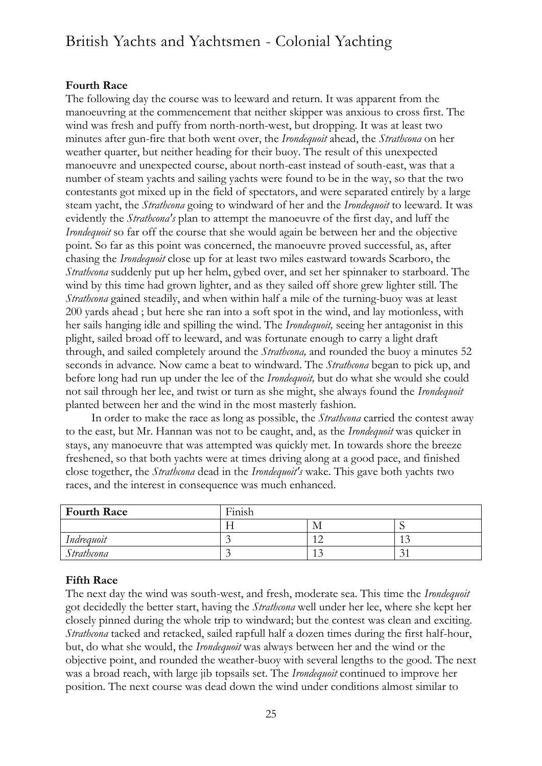**Fourth Race**

The following day the course was to leeward and return. It was apparent from the manoeuvring at the commencement that neither skipper was anxious to cross first. The wind was fresh and puffy from north-north-west, but dropping. It was at least two minutes after gun-fire that both went over, the *Irondequoit* ahead, the *Strathcona* on her weather quarter, but neither heading for their buoy. The result of this unexpected manoeuvre and unexpected course, about north-east instead of south-east, was that a number of steam yachts and sailing yachts were found to be in the way, so that the two contestants got mixed up in the field of spectators, and were separated entirely by a large steam yacht, the *Strathcona* going to windward of her and the *Irondequoit* to leeward. It was evidently the *Strathcona's* plan to attempt the manoeuvre of the first day, and luff the *Irondequoit* so far off the course that she would again be between her and the objective point. So far as this point was concerned, the manoeuvre proved successful, as, after chasing the *Irondequoit* close up for at least two miles eastward towards Scarboro, the *Strathcona* suddenly put up her helm, gybed over, and set her spinnaker to starboard. The wind by this time had grown lighter, and as they sailed off shore grew lighter still. The *Strathcona* gained steadily, and when within half a mile of the turning-buoy was at least 200 yards ahead ; but here she ran into a soft spot in the wind, and lay motionless, with her sails hanging idle and spilling the wind. The *Irondequoit,* seeing her antagonist in this plight, sailed broad off to leeward, and was fortunate enough to carry a light draft through, and sailed completely around the *Strathcona,* and rounded the buoy a minutes 52 seconds in advance. Now came a beat to windward. The *Strathcona* began to pick up, and before long had run up under the lee of the *Irondequoit,* but do what she would she could not sail through her lee, and twist or turn as she might, she always found the *Irondequoit* planted between her and the wind in the most masterly fashion.

In order to make the race as long as possible, the *Strathcona* carried the contest away to the east, but Mr. Hannan was not to be caught, and, as the *Irondequoit* was quicker in stays, any manoeuvre that was attempted was quickly met. In towards shore the breeze freshened, so that both yachts were at times driving along at a good pace, and finished close together, the *Strathcona* dead in the *Irondequoit's* wake. This gave both yachts two races, and the interest in consequence was much enhanced.

| **Fourth Race** | Finish | | |
|---|---|---|---|
| | H | M | S |
| *Indrequoit* | 3 | 12 | 13 |
| *Strathcona* | 3 | 13 | 31 |

**Fifth Race**

The next day the wind was south-west, and fresh, moderate sea. This time the *Irondequoit* got decidedly the better start, having the *Strathcona* well under her lee, where she kept her closely pinned during the whole trip to windward; but the contest was clean and exciting. *Strathcona* tacked and retacked, sailed rapfull half a dozen times during the first half-hour, but, do what she would, the *Irondequoit* was always between her and the wind or the objective point, and rounded the weather-buoy with several lengths to the good. The next was a broad reach, with large jib topsails set. The *Irondequoit* continued to improve her position. The next course was dead down the wind under conditions almost similar to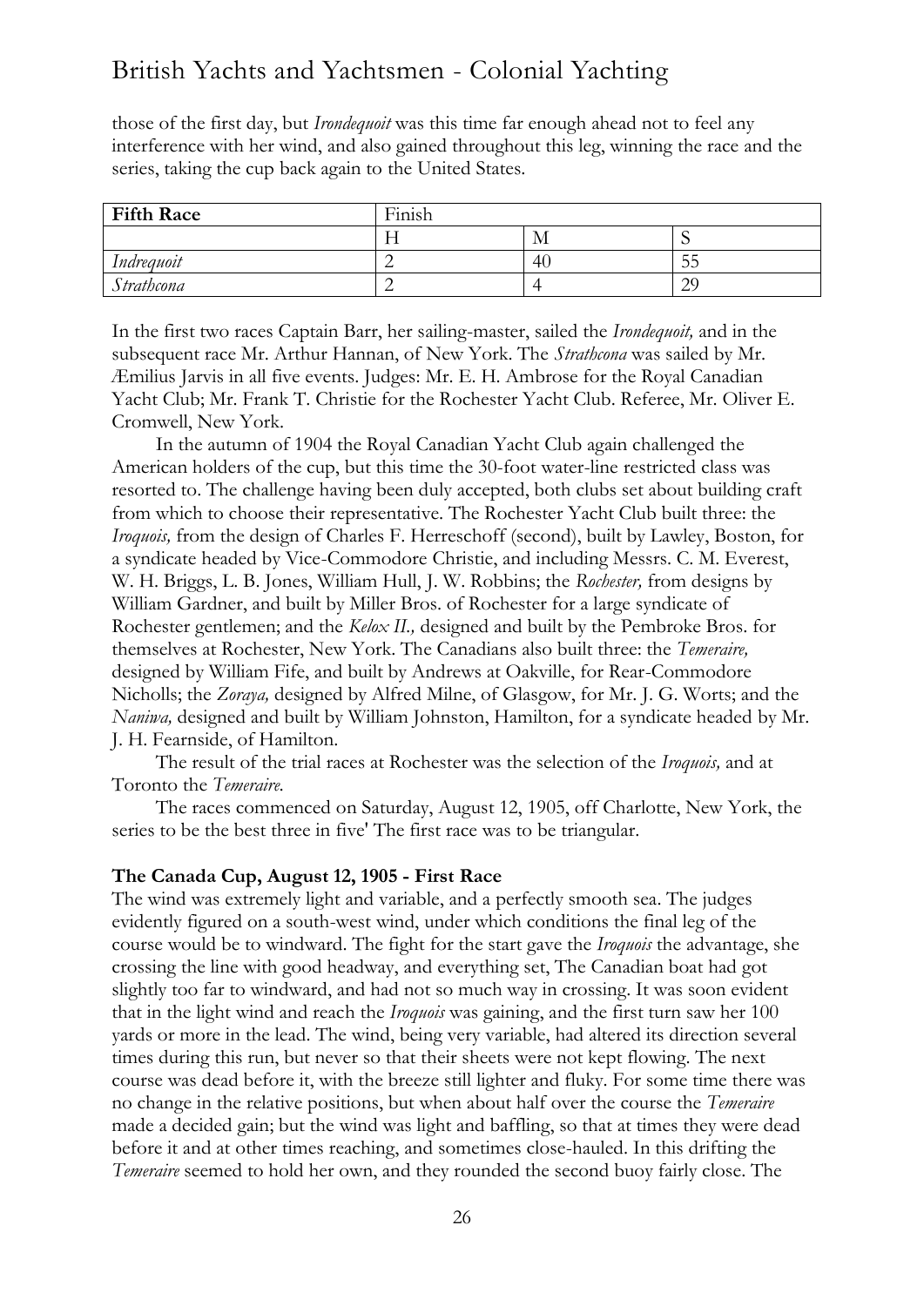those of the first day, but *Irondequoit* was this time far enough ahead not to feel any interference with her wind, and also gained throughout this leg, winning the race and the series, taking the cup back again to the United States.

| **Fifth Race** | Finish | | |
|---|---|---|---|
| | H | M | S |
| *Indrequoit* | 2 | 40 | 55 |
| *Strathcona* | 2 | 4 | 29 |

In the first two races Captain Barr, her sailing-master, sailed the *Irondequoit,* and in the subsequent race Mr. Arthur Hannan, of New York. The *Strathcona* was sailed by Mr. Æmilius Jarvis in all five events. Judges: Mr. E. H. Ambrose for the Royal Canadian Yacht Club; Mr. Frank T. Christie for the Rochester Yacht Club. Referee, Mr. Oliver E. Cromwell, New York.

In the autumn of 1904 the Royal Canadian Yacht Club again challenged the American holders of the cup, but this time the 30-foot water-line restricted class was resorted to. The challenge having been duly accepted, both clubs set about building craft from which to choose their representative. The Rochester Yacht Club built three: the *Iroquois,* from the design of Charles F. Herreschoff (second), built by Lawley, Boston, for a syndicate headed by Vice-Commodore Christie, and including Messrs. C. M. Everest, W. H. Briggs, L. B. Jones, William Hull, J. W. Robbins; the *Rochester,* from designs by William Gardner, and built by Miller Bros. of Rochester for a large syndicate of Rochester gentlemen; and the *Kelox II.,* designed and built by the Pembroke Bros. for themselves at Rochester, New York. The Canadians also built three: the *Temeraire,* designed by William Fife, and built by Andrews at Oakville, for Rear-Commodore Nicholls; the *Zoraya,* designed by Alfred Milne, of Glasgow, for Mr. J. G. Worts; and the *Naniwa,* designed and built by William Johnston, Hamilton, for a syndicate headed by Mr. J. H. Fearnside, of Hamilton.

The result of the trial races at Rochester was the selection of the *Iroquois,* and at Toronto the *Temeraire.*

The races commenced on Saturday, August 12, 1905, off Charlotte, New York, the series to be the best three in five' The first race was to be triangular.

**The Canada Cup, August 12, 1905 - First Race**

The wind was extremely light and variable, and a perfectly smooth sea. The judges evidently figured on a south-west wind, under which conditions the final leg of the course would be to windward. The fight for the start gave the *Iroquois* the advantage, she crossing the line with good headway, and everything set, The Canadian boat had got slightly too far to windward, and had not so much way in crossing. It was soon evident that in the light wind and reach the *Iroquois* was gaining, and the first turn saw her 100 yards or more in the lead. The wind, being very variable, had altered its direction several times during this run, but never so that their sheets were not kept flowing. The next course was dead before it, with the breeze still lighter and fluky. For some time there was no change in the relative positions, but when about half over the course the *Temeraire* made a decided gain; but the wind was light and baffling, so that at times they were dead before it and at other times reaching, and sometimes close-hauled. In this drifting the *Temeraire* seemed to hold her own, and they rounded the second buoy fairly close. The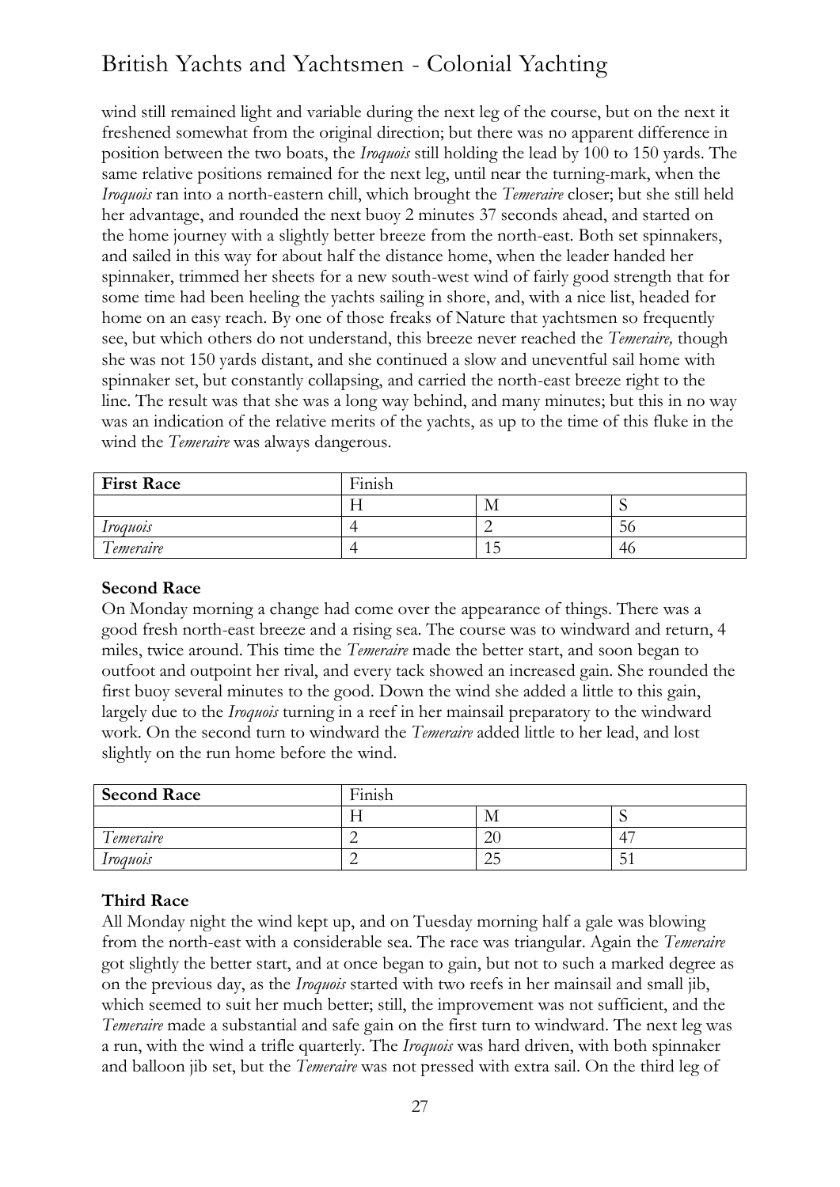wind still remained light and variable during the next leg of the course, but on the next it freshened somewhat from the original direction; but there was no apparent difference in position between the two boats, the *Iroquois* still holding the lead by 100 to 150 yards. The same relative positions remained for the next leg, until near the turning-mark, when the *Iroquois* ran into a north-eastern chill, which brought the *Temeraire* closer; but she still held her advantage, and rounded the next buoy 2 minutes 37 seconds ahead, and started on the home journey with a slightly better breeze from the north-east. Both set spinnakers, and sailed in this way for about half the distance home, when the leader handed her spinnaker, trimmed her sheets for a new south-west wind of fairly good strength that for some time had been heeling the yachts sailing in shore, and, with a nice list, headed for home on an easy reach. By one of those freaks of Nature that yachtsmen so frequently see, but which others do not understand, this breeze never reached the *Temeraire,* though she was not 150 yards distant, and she continued a slow and uneventful sail home with spinnaker set, but constantly collapsing, and carried the north-east breeze right to the line. The result was that she was a long way behind, and many minutes; but this in no way was an indication of the relative merits of the yachts, as up to the time of this fluke in the wind the *Temeraire* was always dangerous.

| **First Race** | Finish | | |
|---|---|---|---|
| | H | M | S |
| *Iroquois* | 4 | 2 | 56 |
| *Temeraire* | 4 | 15 | 46 |

**Second Race**

On Monday morning a change had come over the appearance of things. There was a good fresh north-east breeze and a rising sea. The course was to windward and return, 4 miles, twice around. This time the *Temeraire* made the better start, and soon began to outfoot and outpoint her rival, and every tack showed an increased gain. She rounded the first buoy several minutes to the good. Down the wind she added a little to this gain, largely due to the *Iroquois* turning in a reef in her mainsail preparatory to the windward work. On the second turn to windward the *Temeraire* added little to her lead, and lost slightly on the run home before the wind.

| **Second Race** | Finish | | |
|---|---|---|---|
| | H | M | S |
| *Temeraire* | 2 | 20 | 47 |
| *Iroquois* | 2 | 25 | 51 |

**Third Race**

All Monday night the wind kept up, and on Tuesday morning half a gale was blowing from the north-east with a considerable sea. The race was triangular. Again the *Temeraire* got slightly the better start, and at once began to gain, but not to such a marked degree as on the previous day, as the *Iroquois* started with two reefs in her mainsail and small jib, which seemed to suit her much better; still, the improvement was not sufficient, and the *Temeraire* made a substantial and safe gain on the first turn to windward. The next leg was a run, with the wind a trifle quarterly. The *Iroquois* was hard driven, with both spinnaker and balloon jib set, but the *Temeraire* was not pressed with extra sail. On the third leg of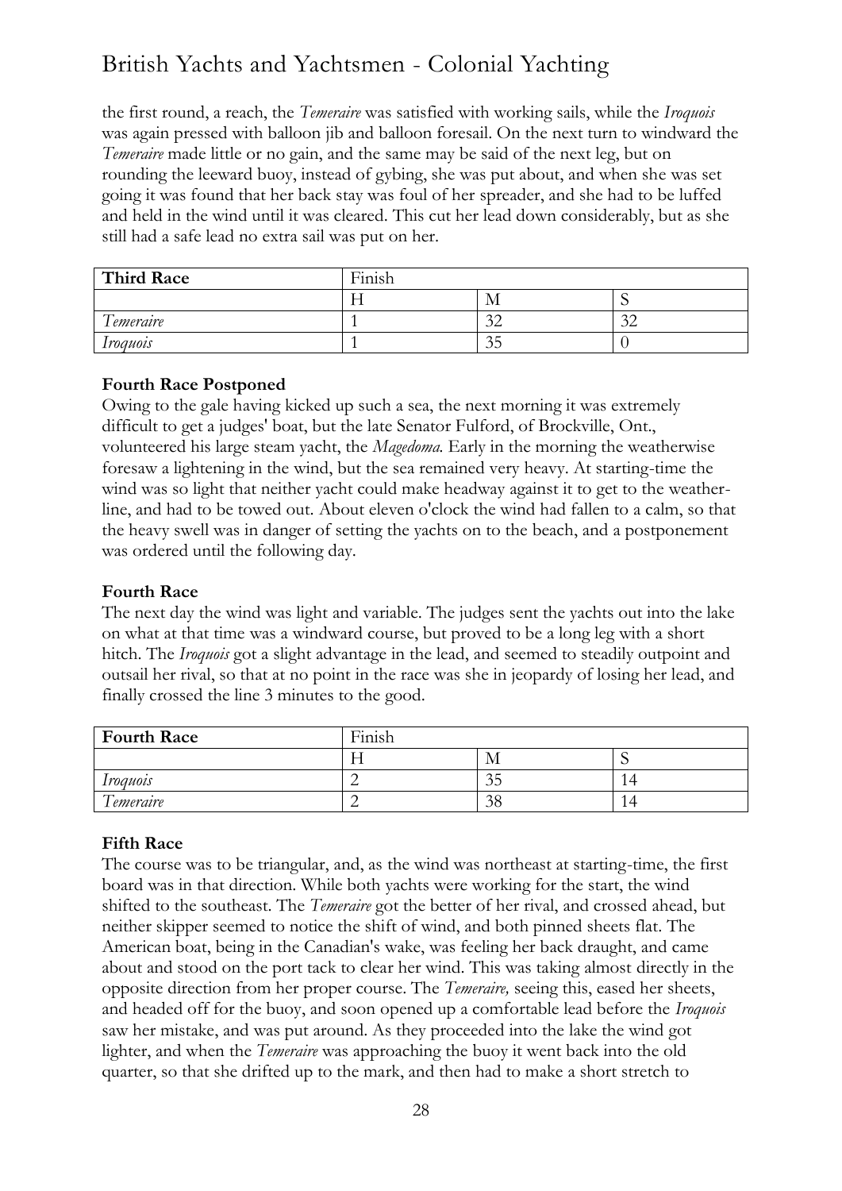the first round, a reach, the *Temeraire* was satisfied with working sails, while the *Iroquois* was again pressed with balloon jib and balloon foresail. On the next turn to windward the *Temeraire* made little or no gain, and the same may be said of the next leg, but on rounding the leeward buoy, instead of gybing, she was put about, and when she was set going it was found that her back stay was foul of her spreader, and she had to be luffed and held in the wind until it was cleared. This cut her lead down considerably, but as she still had a safe lead no extra sail was put on her.

| **Third Race** | Finish | | |
|---|---|---|---|
| | H | M | S |
| *Temeraire* | 1 | 32 | 32 |
| *Iroquois* | 1 | 35 | 0 |

**Fourth Race Postponed**

Owing to the gale having kicked up such a sea, the next morning it was extremely difficult to get a judges' boat, but the late Senator Fulford, of Brockville, Ont., volunteered his large steam yacht, the *Magedoma.* Early in the morning the weatherwise foresaw a lightening in the wind, but the sea remained very heavy. At starting-time the wind was so light that neither yacht could make headway against it to get to the weather-line, and had to be towed out. About eleven o'clock the wind had fallen to a calm, so that the heavy swell was in danger of setting the yachts on to the beach, and a postponement was ordered until the following day.

**Fourth Race**

The next day the wind was light and variable. The judges sent the yachts out into the lake on what at that time was a windward course, but proved to be a long leg with a short hitch. The *Iroquois* got a slight advantage in the lead, and seemed to steadily outpoint and outsail her rival, so that at no point in the race was she in jeopardy of losing her lead, and finally crossed the line 3 minutes to the good.

| **Fourth Race** | Finish | | |
|---|---|---|---|
| | H | M | S |
| *Iroquois* | 2 | 35 | 14 |
| *Temeraire* | 2 | 38 | 14 |

**Fifth Race**

The course was to be triangular, and, as the wind was northeast at starting-time, the first board was in that direction. While both yachts were working for the start, the wind shifted to the southeast. The *Temeraire* got the better of her rival, and crossed ahead, but neither skipper seemed to notice the shift of wind, and both pinned sheets flat. The American boat, being in the Canadian's wake, was feeling her back draught, and came about and stood on the port tack to clear her wind. This was taking almost directly in the opposite direction from her proper course. The *Temeraire,* seeing this, eased her sheets, and headed off for the buoy, and soon opened up a comfortable lead before the *Iroquois* saw her mistake, and was put around. As they proceeded into the lake the wind got lighter, and when the *Temeraire* was approaching the buoy it went back into the old quarter, so that she drifted up to the mark, and then had to make a short stretch to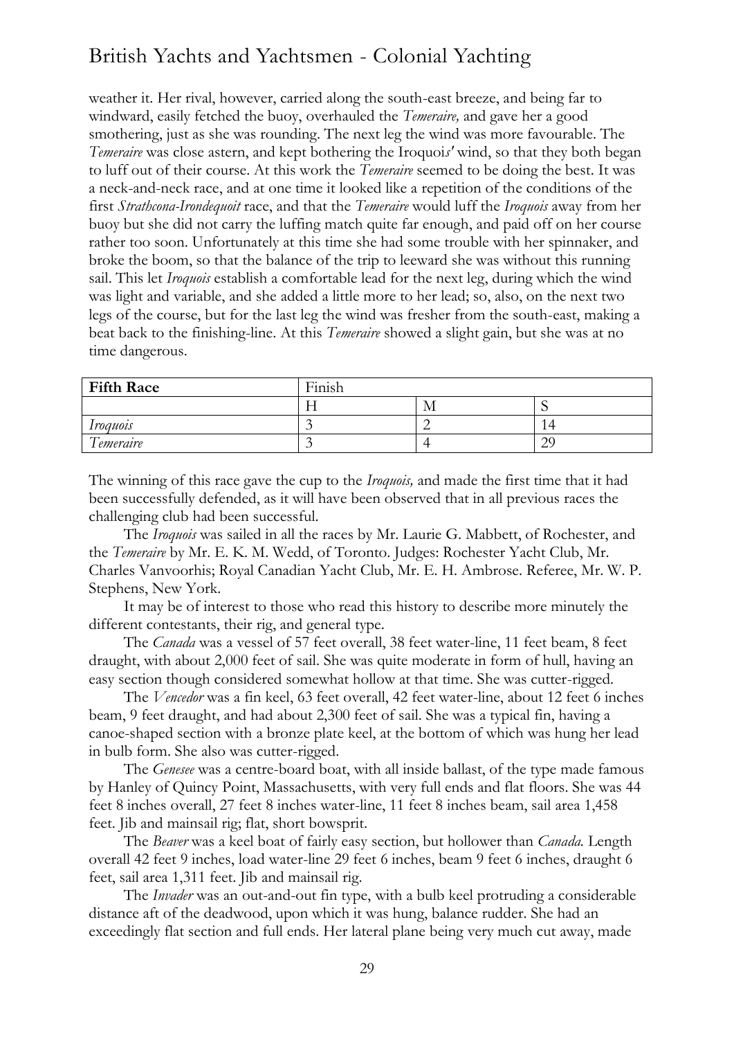weather it. Her rival, however, carried along the south-east breeze, and being far to windward, easily fetched the buoy, overhauled the *Temeraire,* and gave her a good smothering, just as she was rounding. The next leg the wind was more favourable. The *Temeraire* was close astern, and kept bothering the Iroquo*is'* wind, so that they both began to luff out of their course. At this work the *Temeraire* seemed to be doing the best. It was a neck-and-neck race, and at one time it looked like a repetition of the conditions of the first *Strathcona-Irondequoit* race, and that the *Temeraire* would luff the *Iroquois* away from her buoy but she did not carry the luffing match quite far enough, and paid off on her course rather too soon. Unfortunately at this time she had some trouble with her spinnaker, and broke the boom, so that the balance of the trip to leeward she was without this running sail. This let *Iroquois* establish a comfortable lead for the next leg, during which the wind was light and variable, and she added a little more to her lead; so, also, on the next two legs of the course, but for the last leg the wind was fresher from the south-east, making a beat back to the finishing-line. At this *Temeraire* showed a slight gain, but she was at no time dangerous.

| **Fifth Race** | Finish | | |
|---|---|---|---|
| | H | M | S |
| *Iroquois* | 3 | 2 | 14 |
| *Temeraire* | 3 | 4 | 29 |

The winning of this race gave the cup to the *Iroquois,* and made the first time that it had been successfully defended, as it will have been observed that in all previous races the challenging club had been successful.

The *Iroquois* was sailed in all the races by Mr. Laurie G. Mabbett, of Rochester, and the *Temeraire* by Mr. E. K. M. Wedd, of Toronto. Judges: Rochester Yacht Club, Mr. Charles Vanvoorhis; Royal Canadian Yacht Club, Mr. E. H. Ambrose. Referee, Mr. W. P. Stephens, New York.

It may be of interest to those who read this history to describe more minutely the different contestants, their rig, and general type.

The *Canada* was a vessel of 57 feet overall, 38 feet water-line, 11 feet beam, 8 feet draught, with about 2,000 feet of sail. She was quite moderate in form of hull, having an easy section though considered somewhat hollow at that time. She was cutter-rigged.

The *Vencedor* was a fin keel, 63 feet overall, 42 feet water-line, about 12 feet 6 inches beam, 9 feet draught, and had about 2,300 feet of sail. She was a typical fin, having a canoe-shaped section with a bronze plate keel, at the bottom of which was hung her lead in bulb form. She also was cutter-rigged.

The *Genesee* was a centre-board boat, with all inside ballast, of the type made famous by Hanley of Quincy Point, Massachusetts, with very full ends and flat floors. She was 44 feet 8 inches overall, 27 feet 8 inches water-line, 11 feet 8 inches beam, sail area 1,458 feet. Jib and mainsail rig; flat, short bowsprit.

The *Beaver* was a keel boat of fairly easy section, but hollower than *Canada.* Length overall 42 feet 9 inches, load water-line 29 feet 6 inches, beam 9 feet 6 inches, draught 6 feet, sail area 1,311 feet. Jib and mainsail rig.

The *Invader* was an out-and-out fin type, with a bulb keel protruding a considerable distance aft of the deadwood, upon which it was hung, balance rudder. She had an exceedingly flat section and full ends. Her lateral plane being very much cut away, made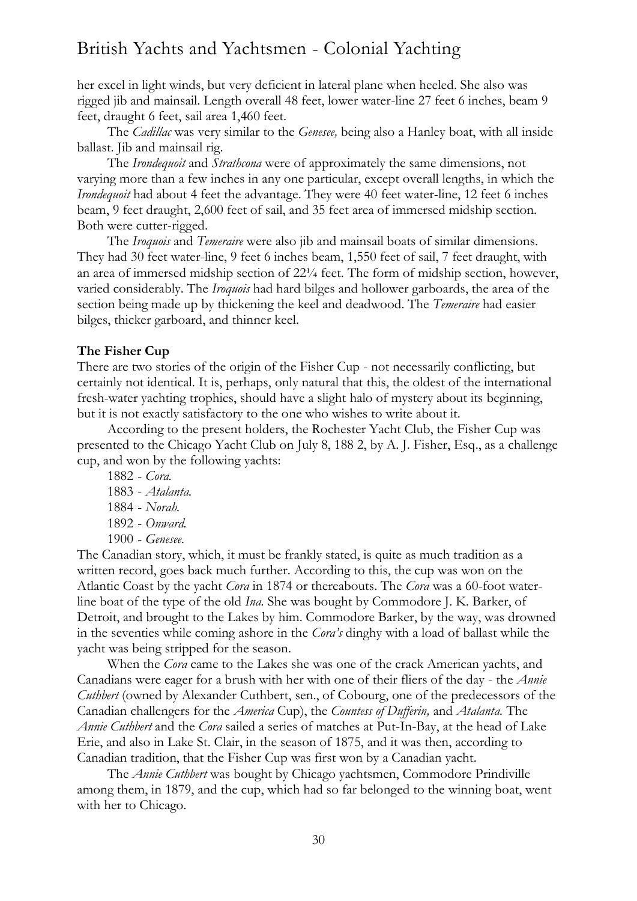her excel in light winds, but very deficient in lateral plane when heeled. She also was rigged jib and mainsail. Length overall 48 feet, lower water-line 27 feet 6 inches, beam 9 feet, draught 6 feet, sail area 1,460 feet.

The *Cadillac* was very similar to the *Genesee,* being also a Hanley boat, with all inside ballast. Jib and mainsail rig.

The *Irondequoit* and *Strathcona* were of approximately the same dimensions, not varying more than a few inches in any one particular, except overall lengths, in which the *Irondequoit* had about 4 feet the advantage. They were 40 feet water-line, 12 feet 6 inches beam, 9 feet draught, 2,600 feet of sail, and 35 feet area of immersed midship section. Both were cutter-rigged.

The *Iroquois* and *Temeraire* were also jib and mainsail boats of similar dimensions. They had 30 feet water-line, 9 feet 6 inches beam, 1,550 feet of sail, 7 feet draught, with an area of immersed midship section of 22¼ feet. The form of midship section, however, varied considerably. The *Iroquois* had hard bilges and hollower garboards, the area of the section being made up by thickening the keel and deadwood. The *Temeraire* had easier bilges, thicker garboard, and thinner keel.

**The Fisher Cup**

There are two stories of the origin of the Fisher Cup - not necessarily conflicting, but certainly not identical. It is, perhaps, only natural that this, the oldest of the international fresh-water yachting trophies, should have a slight halo of mystery about its beginning, but it is not exactly satisfactory to the one who wishes to write about it.

According to the present holders, the Rochester Yacht Club, the Fisher Cup was presented to the Chicago Yacht Club on July 8, 188 2, by A. J. Fisher, Esq., as a challenge cup, and won by the following yachts:

1882 - *Cora.*
1883 - *Atalanta.*
1884 - *Norah.*
1892 - *Onward.*
1900 - *Genesee.*

The Canadian story, which, it must be frankly stated, is quite as much tradition as a written record, goes back much further. According to this, the cup was won on the Atlantic Coast by the yacht *Cora* in 1874 or thereabouts. The *Cora* was a 60-foot water-line boat of the type of the old *Ina.* She was bought by Commodore J. K. Barker, of Detroit, and brought to the Lakes by him. Commodore Barker, by the way, was drowned in the seventies while coming ashore in the *Cora's* dinghy with a load of ballast while the yacht was being stripped for the season.

When the *Cora* came to the Lakes she was one of the crack American yachts, and Canadians were eager for a brush with her with one of their fliers of the day - the *Annie Cuthbert* (owned by Alexander Cuthbert, sen., of Cobourg, one of the predecessors of the Canadian challengers for the *America* Cup), the *Countess of Dufferin,* and *Atalanta.* The *Annie Cuthbert* and the *Cora* sailed a series of matches at Put-In-Bay, at the head of Lake Erie, and also in Lake St. Clair, in the season of 1875, and it was then, according to Canadian tradition, that the Fisher Cup was first won by a Canadian yacht.

The *Annie Cuthbert* was bought by Chicago yachtsmen, Commodore Prindiville among them, in 1879, and the cup, which had so far belonged to the winning boat, went with her to Chicago.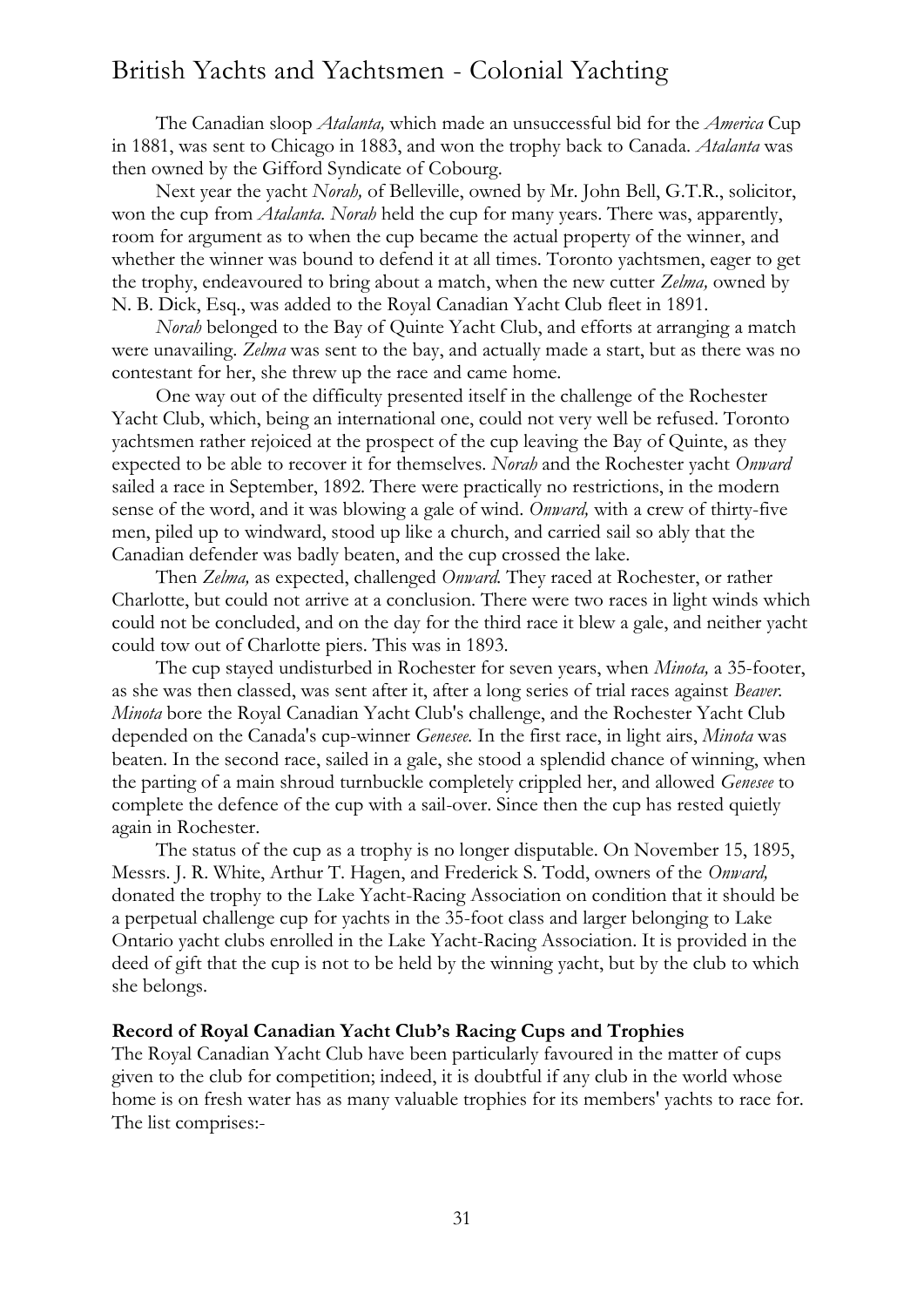The Canadian sloop *Atalanta,* which made an unsuccessful bid for the *America* Cup in 1881, was sent to Chicago in 1883, and won the trophy back to Canada. *Atalanta* was then owned by the Gifford Syndicate of Cobourg.

Next year the yacht *Norah,* of Belleville, owned by Mr. John Bell, G.T.R., solicitor, won the cup from *Atalanta. Norah* held the cup for many years. There was, apparently, room for argument as to when the cup became the actual property of the winner, and whether the winner was bound to defend it at all times. Toronto yachtsmen, eager to get the trophy, endeavoured to bring about a match, when the new cutter *Zelma,* owned by N. B. Dick, Esq., was added to the Royal Canadian Yacht Club fleet in 1891.

*Norah* belonged to the Bay of Quinte Yacht Club, and efforts at arranging a match were unavailing. *Zelma* was sent to the bay, and actually made a start, but as there was no contestant for her, she threw up the race and came home.

One way out of the difficulty presented itself in the challenge of the Rochester Yacht Club, which, being an international one, could not very well be refused. Toronto yachtsmen rather rejoiced at the prospect of the cup leaving the Bay of Quinte, as they expected to be able to recover it for themselves. *Norah* and the Rochester yacht *Onward* sailed a race in September, 1892. There were practically no restrictions, in the modern sense of the word, and it was blowing a gale of wind. *Onward,* with a crew of thirty-five men, piled up to windward, stood up like a church, and carried sail so ably that the Canadian defender was badly beaten, and the cup crossed the lake.

Then *Zelma,* as expected, challenged *Onward.* They raced at Rochester, or rather Charlotte, but could not arrive at a conclusion. There were two races in light winds which could not be concluded, and on the day for the third race it blew a gale, and neither yacht could tow out of Charlotte piers. This was in 1893.

The cup stayed undisturbed in Rochester for seven years, when *Minota,* a 35-footer, as she was then classed, was sent after it, after a long series of trial races against *Beaver. Minota* bore the Royal Canadian Yacht Club's challenge, and the Rochester Yacht Club depended on the Canada's cup-winner *Genesee.* In the first race, in light airs, *Minota* was beaten. In the second race, sailed in a gale, she stood a splendid chance of winning, when the parting of a main shroud turnbuckle completely crippled her, and allowed *Genesee* to complete the defence of the cup with a sail-over. Since then the cup has rested quietly again in Rochester.

The status of the cup as a trophy is no longer disputable. On November 15, 1895, Messrs. J. R. White, Arthur T. Hagen, and Frederick S. Todd, owners of the *Onward,* donated the trophy to the Lake Yacht-Racing Association on condition that it should be a perpetual challenge cup for yachts in the 35-foot class and larger belonging to Lake Ontario yacht clubs enrolled in the Lake Yacht-Racing Association. It is provided in the deed of gift that the cup is not to be held by the winning yacht, but by the club to which she belongs.

**Record of Royal Canadian Yacht Club's Racing Cups and Trophies**

The Royal Canadian Yacht Club have been particularly favoured in the matter of cups given to the club for competition; indeed, it is doubtful if any club in the world whose home is on fresh water has as many valuable trophies for its members' yachts to race for. The list comprises:-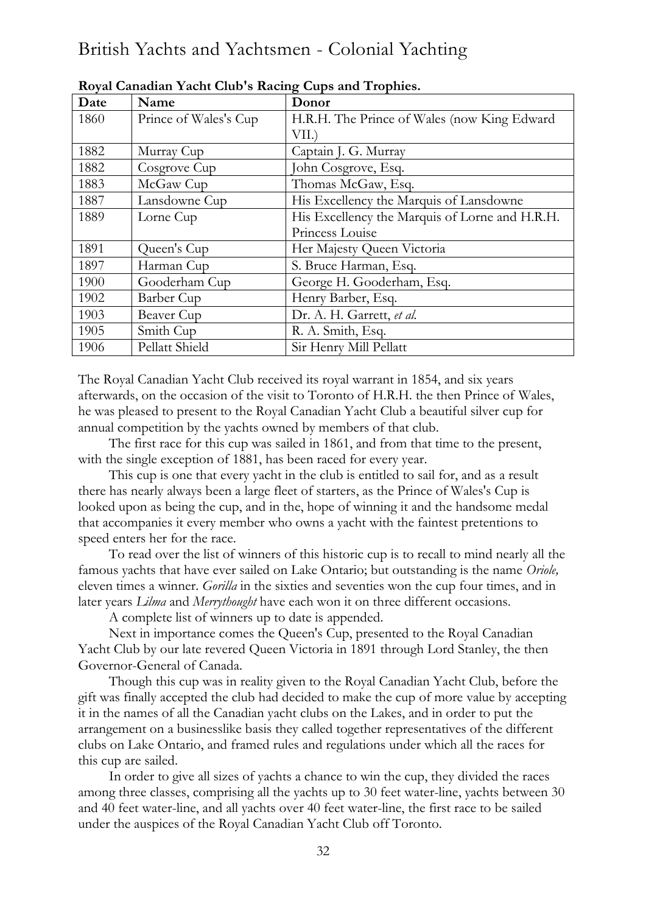**Royal Canadian Yacht Club's Racing Cups and Trophies.**

| Date | Name | Donor |
|---|---|---|
| 1860 | Prince of Wales's Cup | H.R.H. The Prince of Wales (now King Edward VII.) |
| 1882 | Murray Cup | Captain J. G. Murray |
| 1882 | Cosgrove Cup | John Cosgrove, Esq. |
| 1883 | McGaw Cup | Thomas McGaw, Esq. |
| 1887 | Lansdowne Cup | His Excellency the Marquis of Lansdowne |
| 1889 | Lorne Cup | His Excellency the Marquis of Lorne and H.R.H. Princess Louise |
| 1891 | Queen's Cup | Her Majesty Queen Victoria |
| 1897 | Harman Cup | S. Bruce Harman, Esq. |
| 1900 | Gooderham Cup | George H. Gooderham, Esq. |
| 1902 | Barber Cup | Henry Barber, Esq. |
| 1903 | Beaver Cup | Dr. A. H. Garrett, *et al.* |
| 1905 | Smith Cup | R. A. Smith, Esq. |
| 1906 | Pellatt Shield | Sir Henry Mill Pellatt |

The Royal Canadian Yacht Club received its royal warrant in 1854, and six years afterwards, on the occasion of the visit to Toronto of H.R.H. the then Prince of Wales, he was pleased to present to the Royal Canadian Yacht Club a beautiful silver cup for annual competition by the yachts owned by members of that club.

The first race for this cup was sailed in 1861, and from that time to the present, with the single exception of 1881, has been raced for every year.

This cup is one that every yacht in the club is entitled to sail for, and as a result there has nearly always been a large fleet of starters, as the Prince of Wales's Cup is looked upon as being the cup, and in the, hope of winning it and the handsome medal that accompanies it every member who owns a yacht with the faintest pretentions to speed enters her for the race.

To read over the list of winners of this historic cup is to recall to mind nearly all the famous yachts that have ever sailed on Lake Ontario; but outstanding is the name *Oriole,* eleven times a winner. *Gorilla* in the sixties and seventies won the cup four times, and in later years *Lilma* and *Merrythought* have each won it on three different occasions.

A complete list of winners up to date is appended.

Next in importance comes the Queen's Cup, presented to the Royal Canadian Yacht Club by our late revered Queen Victoria in 1891 through Lord Stanley, the then Governor-General of Canada.

Though this cup was in reality given to the Royal Canadian Yacht Club, before the gift was finally accepted the club had decided to make the cup of more value by accepting it in the names of all the Canadian yacht clubs on the Lakes, and in order to put the arrangement on a businesslike basis they called together representatives of the different clubs on Lake Ontario, and framed rules and regulations under which all the races for this cup are sailed.

In order to give all sizes of yachts a chance to win the cup, they divided the races among three classes, comprising all the yachts up to 30 feet water-line, yachts between 30 and 40 feet water-line, and all yachts over 40 feet water-line, the first race to be sailed under the auspices of the Royal Canadian Yacht Club off Toronto.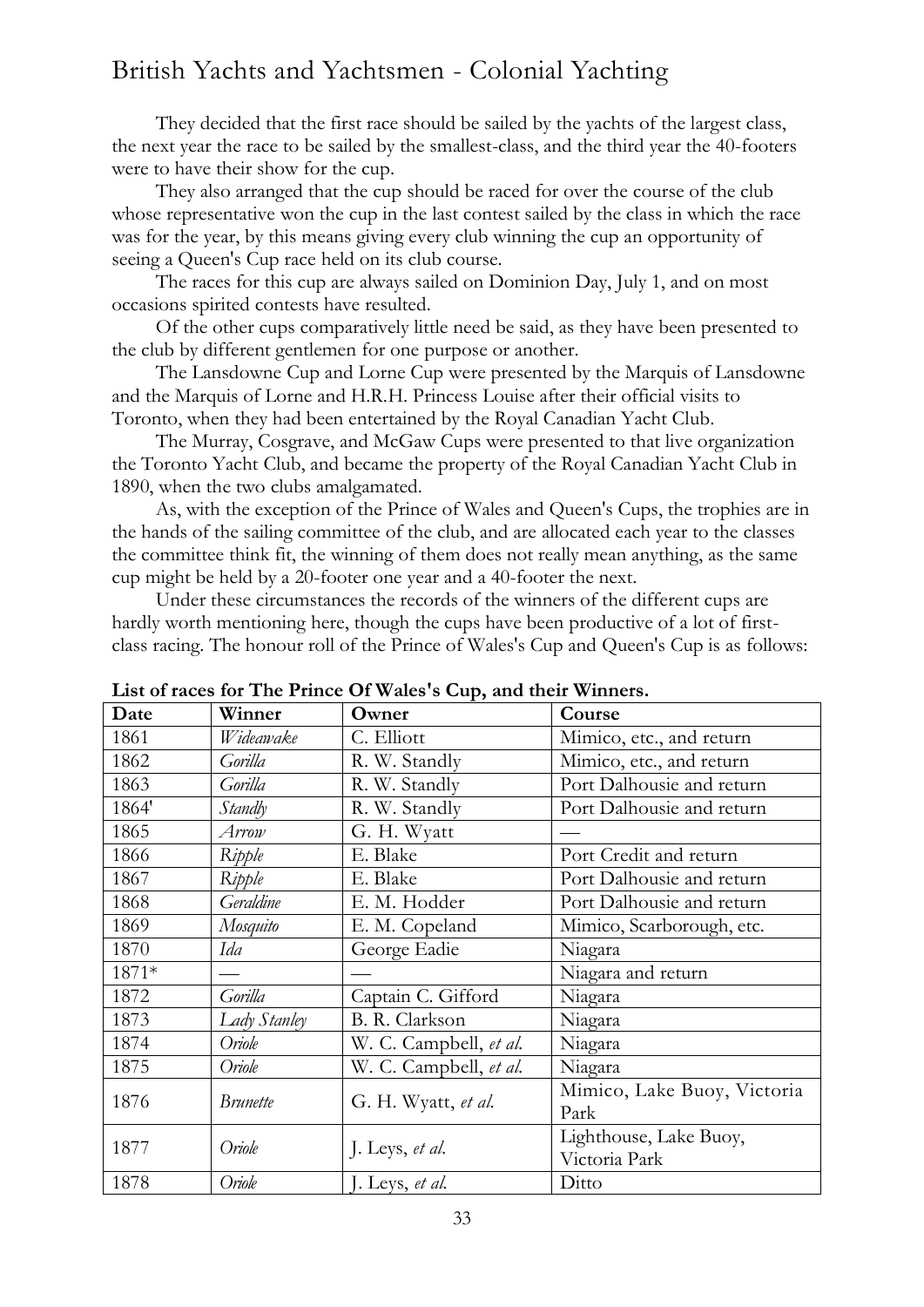They decided that the first race should be sailed by the yachts of the largest class, the next year the race to be sailed by the smallest-class, and the third year the 40-footers were to have their show for the cup.

They also arranged that the cup should be raced for over the course of the club whose representative won the cup in the last contest sailed by the class in which the race was for the year, by this means giving every club winning the cup an opportunity of seeing a Queen's Cup race held on its club course.

The races for this cup are always sailed on Dominion Day, July 1, and on most occasions spirited contests have resulted.

Of the other cups comparatively little need be said, as they have been presented to the club by different gentlemen for one purpose or another.

The Lansdowne Cup and Lorne Cup were presented by the Marquis of Lansdowne and the Marquis of Lorne and H.R.H. Princess Louise after their official visits to Toronto, when they had been entertained by the Royal Canadian Yacht Club.

The Murray, Cosgrave, and McGaw Cups were presented to that live organization the Toronto Yacht Club, and became the property of the Royal Canadian Yacht Club in 1890, when the two clubs amalgamated.

As, with the exception of the Prince of Wales and Queen's Cups, the trophies are in the hands of the sailing committee of the club, and are allocated each year to the classes the committee think fit, the winning of them does not really mean anything, as the same cup might be held by a 20-footer one year and a 40-footer the next.

Under these circumstances the records of the winners of the different cups are hardly worth mentioning here, though the cups have been productive of a lot of first-class racing. The honour roll of the Prince of Wales's Cup and Queen's Cup is as follows:

**List of races for The Prince Of Wales's Cup, and their Winners.**

| Date | Winner | Owner | Course |
|---|---|---|---|
| 1861 | *Wideawake* | C. Elliott | Mimico, etc., and return |
| 1862 | *Gorilla* | R. W. Standly | Mimico, etc., and return |
| 1863 | *Gorilla* | R. W. Standly | Port Dalhousie and return |
| 1864' | *Standly* | R. W. Standly | Port Dalhousie and return |
| 1865 | *Arrow* | G. H. Wyatt | — |
| 1866 | *Ripple* | E. Blake | Port Credit and return |
| 1867 | *Ripple* | E. Blake | Port Dalhousie and return |
| 1868 | *Geraldine* | E. M. Hodder | Port Dalhousie and return |
| 1869 | *Mosquito* | E. M. Copeland | Mimico, Scarborough, etc. |
| 1870 | *Ida* | George Eadie | Niagara |
| 1871* | — | — | Niagara and return |
| 1872 | *Gorilla* | Captain C. Gifford | Niagara |
| 1873 | *Lady Stanley* | B. R. Clarkson | Niagara |
| 1874 | *Oriole* | W. C. Campbell, *et al.* | Niagara |
| 1875 | *Oriole* | W. C. Campbell, *et al.* | Niagara |
| 1876 | *Brunette* | G. H. Wyatt, *et al.* | Mimico, Lake Buoy, Victoria Park |
| 1877 | *Oriole* | J. Leys, *et al.* | Lighthouse, Lake Buoy, Victoria Park |
| 1878 | *Oriole* | J. Leys, *et al.* | Ditto |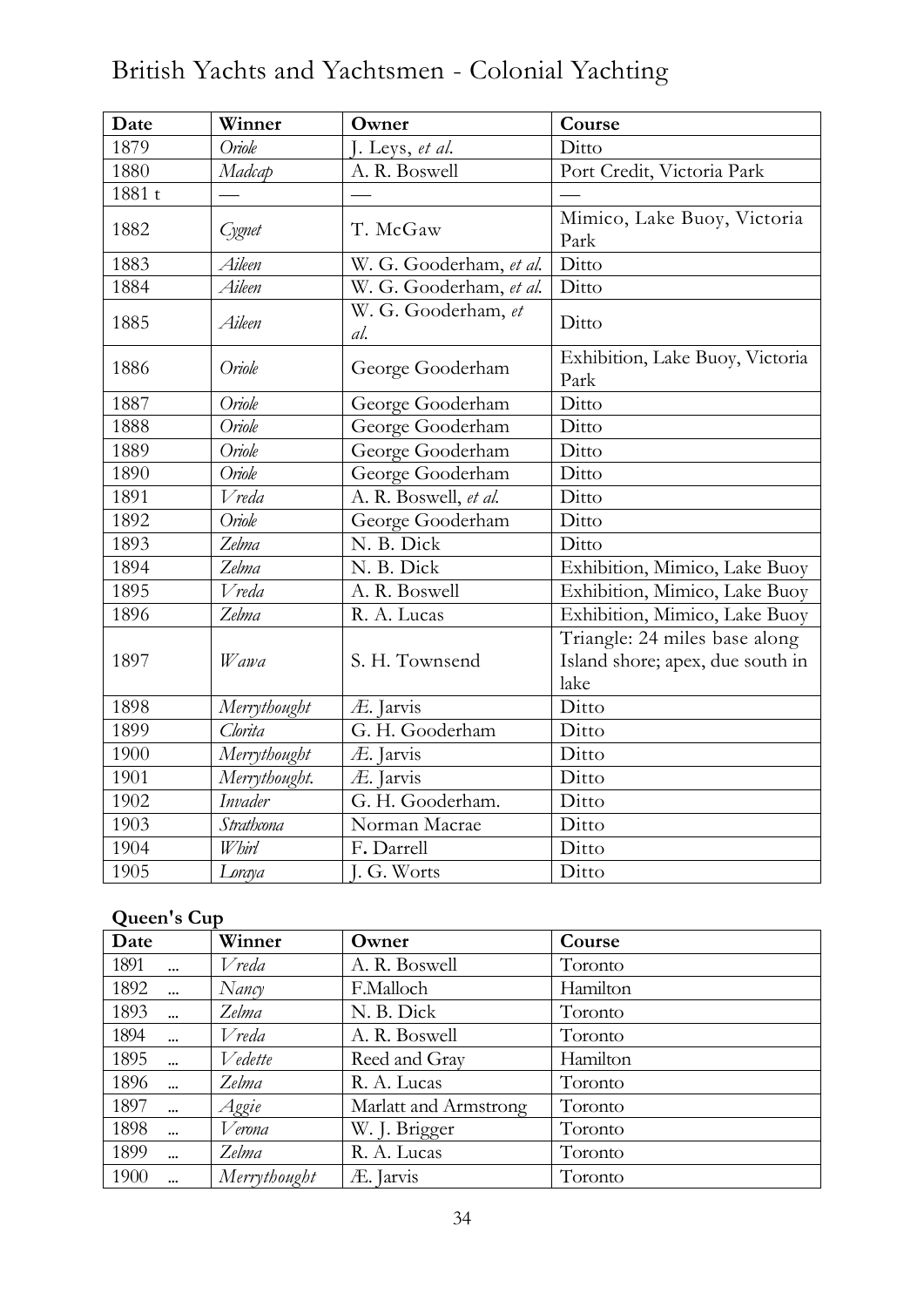| Date | Winner | Owner | Course |
|---|---|---|---|
| 1879 | *Oriole* | J. Leys, *et al.* | Ditto |
| 1880 | *Madcap* | A. R. Boswell | Port Credit, Victoria Park |
| 1881 t | — | — | — |
| 1882 | *Cygnet* | T. McGaw | Mimico, Lake Buoy, Victoria Park |
| 1883 | *Aileen* | W. G. Gooderham, *et al.* | Ditto |
| 1884 | *Aileen* | W. G. Gooderham, *et al.* | Ditto |
| 1885 | *Aileen* | W. G. Gooderham, *et al.* | Ditto |
| 1886 | *Oriole* | George Gooderham | Exhibition, Lake Buoy, Victoria Park |
| 1887 | *Oriole* | George Gooderham | Ditto |
| 1888 | *Oriole* | George Gooderham | Ditto |
| 1889 | *Oriole* | George Gooderham | Ditto |
| 1890 | *Oriole* | George Gooderham | Ditto |
| 1891 | *Vreda* | A. R. Boswell, *et al.* | Ditto |
| 1892 | *Oriole* | George Gooderham | Ditto |
| 1893 | *Zelma* | N. B. Dick | Ditto |
| 1894 | *Zelma* | N. B. Dick | Exhibition, Mimico, Lake Buoy |
| 1895 | *Vreda* | A. R. Boswell | Exhibition, Mimico, Lake Buoy |
| 1896 | *Zelma* | R. A. Lucas | Exhibition, Mimico, Lake Buoy |
| 1897 | *Wawa* | S. H. Townsend | Triangle: 24 miles base along Island shore; apex, due south in lake |
| 1898 | *Merrythought* | Æ. Jarvis | Ditto |
| 1899 | *Clorita* | G. H. Gooderham | Ditto |
| 1900 | *Merrythought* | Æ. Jarvis | Ditto |
| 1901 | *Merrythought.* | Æ. Jarvis | Ditto |
| 1902 | *Invader* | G. H. Gooderham. | Ditto |
| 1903 | *Strathcona* | Norman Macrae | Ditto |
| 1904 | *Whirl* | F. Darrell | Ditto |
| 1905 | *Loraya* | J. G. Worts | Ditto |

**Queen's Cup**

| Date | Winner | Owner | Course |
|---|---|---|---|
| 1891 ... | *Vreda* | A. R. Boswell | Toronto |
| 1892 ... | *Nancy* | F.Malloch | Hamilton |
| 1893 ... | *Zelma* | N. B. Dick | Toronto |
| 1894 ... | *Vreda* | A. R. Boswell | Toronto |
| 1895 ... | *Vedette* | Reed and Gray | Hamilton |
| 1896 ... | *Zelma* | R. A. Lucas | Toronto |
| 1897 ... | *Aggie* | Marlatt and Armstrong | Toronto |
| 1898 ... | *Verona* | W. J. Brigger | Toronto |
| 1899 ... | *Zelma* | R. A. Lucas | Toronto |
| 1900 ... | *Merrythought* | Æ. Jarvis | Toronto |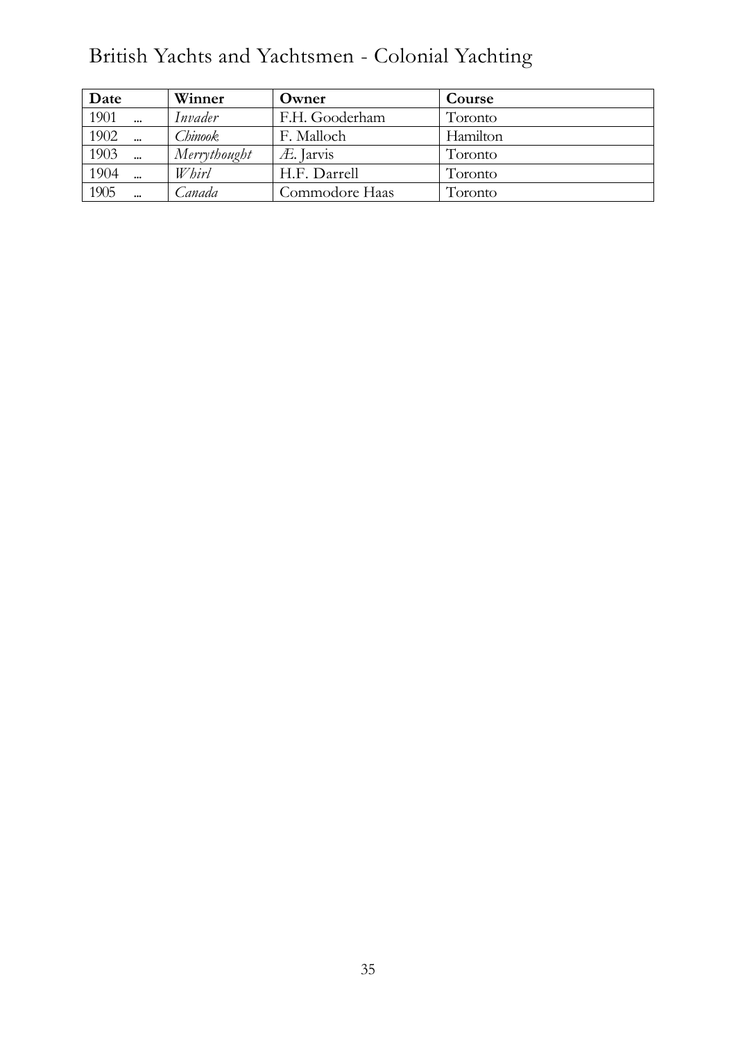| Date | Winner | Owner | Course |
|---|---|---|---|
| 1901 ... | *Invader* | F.H. Gooderham | Toronto |
| 1902 ... | *Chinook* | F. Malloch | Hamilton |
| 1903 ... | *Merrythought* | Æ. Jarvis | Toronto |
| 1904 ... | *Whirl* | H.F. Darrell | Toronto |
| 1905 ... | *Canada* | Commodore Haas | Toronto |